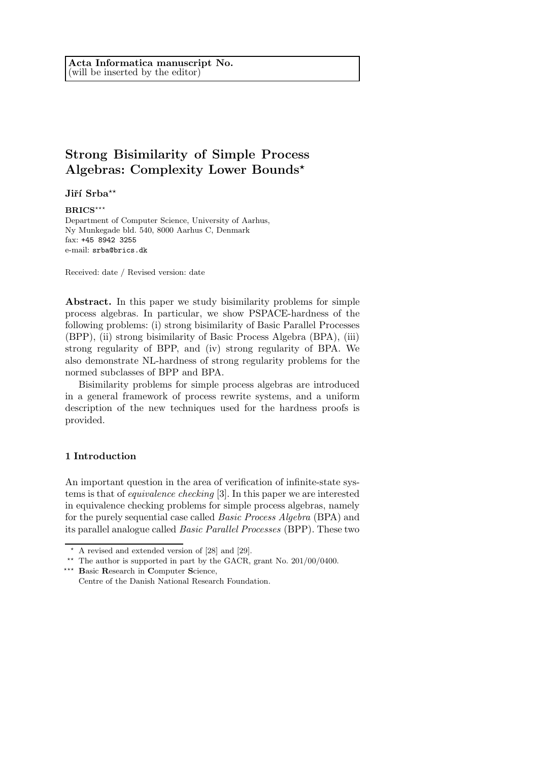**Acta Informatica manuscript No.**
(will be inserted by the editor)

# Strong Bisimilarity of Simple Process Algebras: Complexity Lower Bounds*

**Jiří Srba****

**BRICS*****

Department of Computer Science, University of Aarhus,
Ny Munkegade bld. 540, 8000 Aarhus C, Denmark
fax: +45 8942 3255
e-mail: srba@brics.dk

Received: date / Revised version: date

**Abstract.** In this paper we study bisimilarity problems for simple process algebras. In particular, we show PSPACE-hardness of the following problems: (i) strong bisimilarity of Basic Parallel Processes (BPP), (ii) strong bisimilarity of Basic Process Algebra (BPA), (iii) strong regularity of BPP, and (iv) strong regularity of BPA. We also demonstrate NL-hardness of strong regularity problems for the normed subclasses of BPP and BPA.

Bisimilarity problems for simple process algebras are introduced in a general framework of process rewrite systems, and a uniform description of the new techniques used for the hardness proofs is provided.

## 1 Introduction

An important question in the area of verification of infinite-state systems is that of *equivalence checking* [3]. In this paper we are interested in equivalence checking problems for simple process algebras, namely for the purely sequential case called *Basic Process Algebra* (BPA) and its parallel analogue called *Basic Parallel Processes* (BPP). These two

---

* A revised and extended version of [28] and [29].

** The author is supported in part by the GACR, grant No. 201/00/0400.

*** **B**asic **R**esearch in **C**omputer **S**cience,
Centre of the Danish National Research Foundation.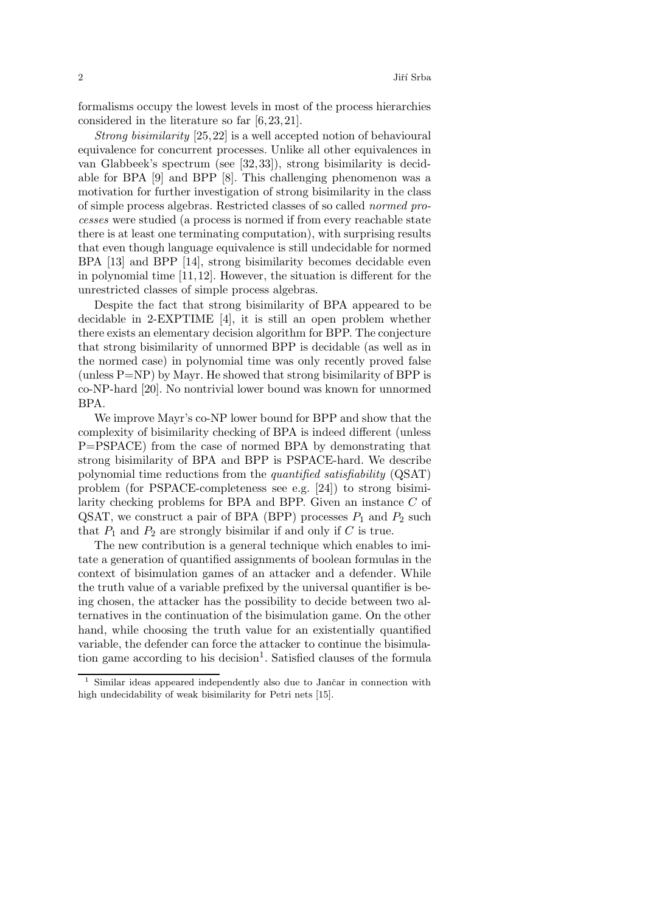formalisms occupy the lowest levels in most of the process hierarchies considered in the literature so far [6, 23, 21].

*Strong bisimilarity* [25, 22] is a well accepted notion of behavioural equivalence for concurrent processes. Unlike all other equivalences in van Glabbeek's spectrum (see [32, 33]), strong bisimilarity is decidable for BPA [9] and BPP [8]. This challenging phenomenon was a motivation for further investigation of strong bisimilarity in the class of simple process algebras. Restricted classes of so called *normed processes* were studied (a process is normed if from every reachable state there is at least one terminating computation), with surprising results that even though language equivalence is still undecidable for normed BPA [13] and BPP [14], strong bisimilarity becomes decidable even in polynomial time [11, 12]. However, the situation is different for the unrestricted classes of simple process algebras.

Despite the fact that strong bisimilarity of BPA appeared to be decidable in 2-EXPTIME [4], it is still an open problem whether there exists an elementary decision algorithm for BPP. The conjecture that strong bisimilarity of unnormed BPP is decidable (as well as in the normed case) in polynomial time was only recently proved false (unless P=NP) by Mayr. He showed that strong bisimilarity of BPP is co-NP-hard [20]. No nontrivial lower bound was known for unnormed BPA.

We improve Mayr's co-NP lower bound for BPP and show that the complexity of bisimilarity checking of BPA is indeed different (unless P=PSPACE) from the case of normed BPA by demonstrating that strong bisimilarity of BPA and BPP is PSPACE-hard. We describe polynomial time reductions from the *quantified satisfiability* (QSAT) problem (for PSPACE-completeness see e.g. [24]) to strong bisimilarity checking problems for BPA and BPP. Given an instance $C$ of QSAT, we construct a pair of BPA (BPP) processes $P_1$ and $P_2$ such that $P_1$ and $P_2$ are strongly bisimilar if and only if $C$ is true.

The new contribution is a general technique which enables to imitate a generation of quantified assignments of boolean formulas in the context of bisimulation games of an attacker and a defender. While the truth value of a variable prefixed by the universal quantifier is being chosen, the attacker has the possibility to decide between two alternatives in the continuation of the bisimulation game. On the other hand, while choosing the truth value for an existentially quantified variable, the defender can force the attacker to continue the bisimulation game according to his decision[1]. Satisfied clauses of the formula

[1] Similar ideas appeared independently also due to Jančar in connection with high undecidability of weak bisimilarity for Petri nets [15].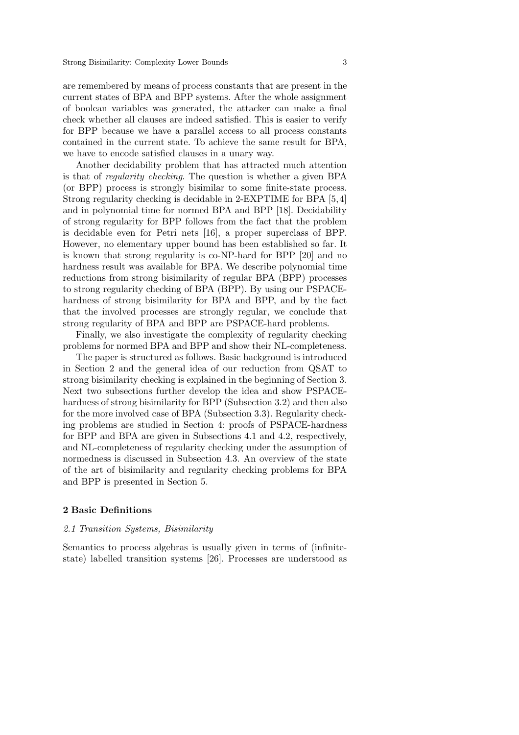are remembered by means of process constants that are present in the current states of BPA and BPP systems. After the whole assignment of boolean variables was generated, the attacker can make a final check whether all clauses are indeed satisfied. This is easier to verify for BPP because we have a parallel access to all process constants contained in the current state. To achieve the same result for BPA, we have to encode satisfied clauses in a unary way.

Another decidability problem that has attracted much attention is that of *regularity checking*. The question is whether a given BPA (or BPP) process is strongly bisimilar to some finite-state process. Strong regularity checking is decidable in 2-EXPTIME for BPA [5,4] and in polynomial time for normed BPA and BPP [18]. Decidability of strong regularity for BPP follows from the fact that the problem is decidable even for Petri nets [16], a proper superclass of BPP. However, no elementary upper bound has been established so far. It is known that strong regularity is co-NP-hard for BPP [20] and no hardness result was available for BPA. We describe polynomial time reductions from strong bisimilarity of regular BPA (BPP) processes to strong regularity checking of BPA (BPP). By using our PSPACE-hardness of strong bisimilarity for BPA and BPP, and by the fact that the involved processes are strongly regular, we conclude that strong regularity of BPA and BPP are PSPACE-hard problems.

Finally, we also investigate the complexity of regularity checking problems for normed BPA and BPP and show their NL-completeness.

The paper is structured as follows. Basic background is introduced in Section 2 and the general idea of our reduction from QSAT to strong bisimilarity checking is explained in the beginning of Section 3. Next two subsections further develop the idea and show PSPACE-hardness of strong bisimilarity for BPP (Subsection 3.2) and then also for the more involved case of BPA (Subsection 3.3). Regularity checking problems are studied in Section 4: proofs of PSPACE-hardness for BPP and BPA are given in Subsections 4.1 and 4.2, respectively, and NL-completeness of regularity checking under the assumption of normedness is discussed in Subsection 4.3. An overview of the state of the art of bisimilarity and regularity checking problems for BPA and BPP is presented in Section 5.

## 2 Basic Definitions

### *2.1 Transition Systems, Bisimilarity*

Semantics to process algebras is usually given in terms of (infinite-state) labelled transition systems [26]. Processes are understood as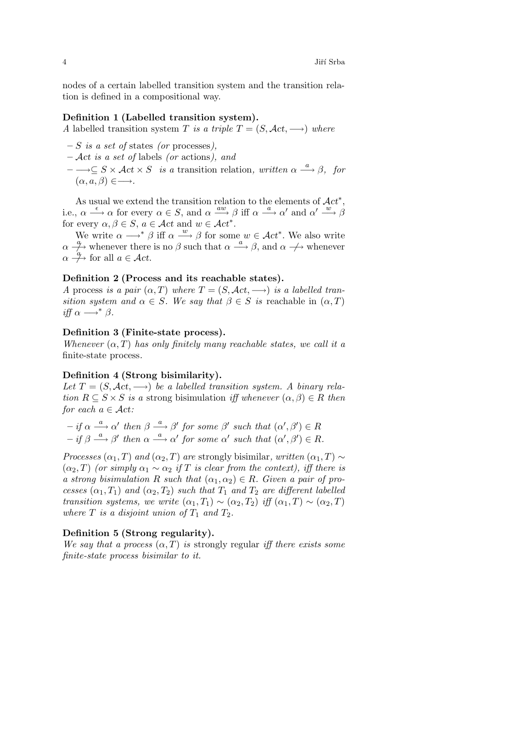nodes of a certain labelled transition system and the transition relation is defined in a compositional way.

**Definition 1 (Labelled transition system).**
*A labelled transition system $T$ is a triple $T = (S, \mathcal{A}ct, \longrightarrow)$ where*

- *$S$ is a set of* states *(or* processes*),*
- *$\mathcal{A}ct$ is a set of* labels *(or* actions*), and*
- *$\longrightarrow \subseteq S \times \mathcal{A}ct \times S$ is a* transition relation*, written $\alpha \stackrel{a}{\longrightarrow} \beta$, for $(\alpha, a, \beta) \in \longrightarrow$.*

As usual we extend the transition relation to the elements of $\mathcal{A}ct^*$, i.e., $\alpha \stackrel{\epsilon}{\longrightarrow} \alpha$ for every $\alpha \in S$, and $\alpha \stackrel{aw}{\longrightarrow} \beta$ iff $\alpha \stackrel{a}{\longrightarrow} \alpha'$ and $\alpha' \stackrel{w}{\longrightarrow} \beta$ for every $\alpha, \beta \in S$, $a \in \mathcal{A}ct$ and $w \in \mathcal{A}ct^*$.

We write $\alpha \longrightarrow^* \beta$ iff $\alpha \stackrel{w}{\longrightarrow} \beta$ for some $w \in \mathcal{A}ct^*$. We also write $\alpha \stackrel{a}{\not\longrightarrow}$ whenever there is no $\beta$ such that $\alpha \stackrel{a}{\longrightarrow} \beta$, and $\alpha \not\longrightarrow$ whenever $\alpha \stackrel{a}{\not\longrightarrow}$ for all $a \in \mathcal{A}ct$.

**Definition 2 (Process and its reachable states).**
*A* process *is a pair $(\alpha, T)$ where $T = (S, \mathcal{A}ct, \longrightarrow)$ is a labelled transition system and $\alpha \in S$. We say that $\beta \in S$ is* reachable *in $(\alpha, T)$ iff $\alpha \longrightarrow^* \beta$.*

**Definition 3 (Finite-state process).**
*Whenever $(\alpha, T)$ has only finitely many reachable states, we call it a* finite-state process*.*

**Definition 4 (Strong bisimilarity).**
*Let $T = (S, \mathcal{A}ct, \longrightarrow)$ be a labelled transition system. A binary relation $R \subseteq S \times S$ is a* strong bisimulation *iff whenever $(\alpha, \beta) \in R$ then for each $a \in \mathcal{A}ct$:*

- *if $\alpha \stackrel{a}{\longrightarrow} \alpha'$ then $\beta \stackrel{a}{\longrightarrow} \beta'$ for some $\beta'$ such that $(\alpha', \beta') \in R$*
- *if $\beta \stackrel{a}{\longrightarrow} \beta'$ then $\alpha \stackrel{a}{\longrightarrow} \alpha'$ for some $\alpha'$ such that $(\alpha', \beta') \in R$.*

*Processes $(\alpha_1, T)$ and $(\alpha_2, T)$ are* strongly bisimilar*, written $(\alpha_1, T) \sim (\alpha_2, T)$ (or simply $\alpha_1 \sim \alpha_2$ if $T$ is clear from the context), iff there is a strong bisimulation $R$ such that $(\alpha_1, \alpha_2) \in R$. Given a pair of processes $(\alpha_1, T_1)$ and $(\alpha_2, T_2)$ such that $T_1$ and $T_2$ are different labelled transition systems, we write $(\alpha_1, T_1) \sim (\alpha_2, T_2)$ iff $(\alpha_1, T) \sim (\alpha_2, T)$ where $T$ is a disjoint union of $T_1$ and $T_2$.*

**Definition 5 (Strong regularity).**
*We say that a process $(\alpha, T)$ is* strongly regular *iff there exists some finite-state process bisimilar to it.*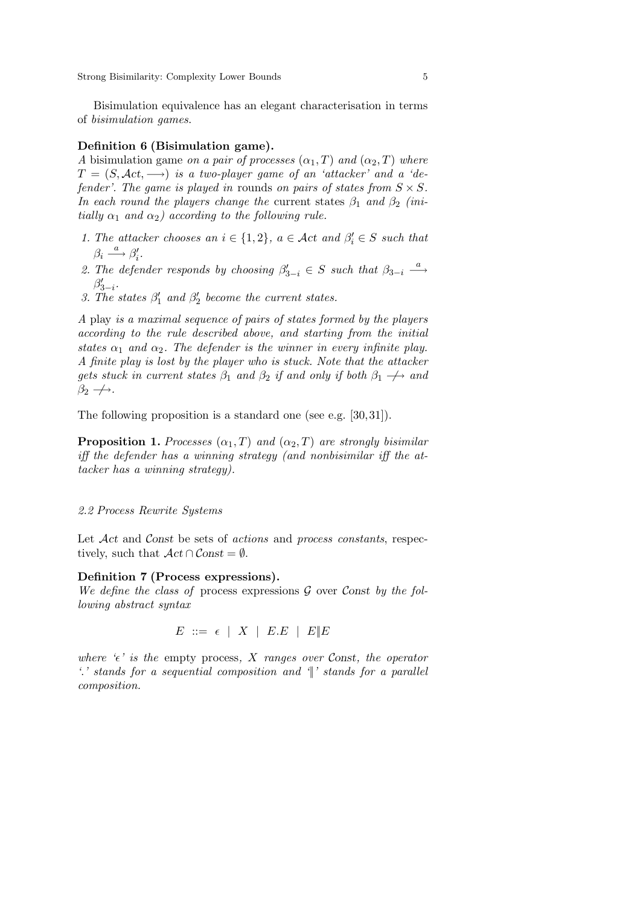Bisimulation equivalence has an elegant characterisation in terms of *bisimulation games*.

**Definition 6 (Bisimulation game).**
*A* bisimulation game *on a pair of processes* $(\alpha_1, T)$ *and* $(\alpha_2, T)$ *where* $T = (S, \mathcal{A}ct, \longrightarrow)$ *is a two-player game of an 'attacker' and a 'defender'. The game is played in* rounds *on pairs of states from* $S \times S$*. In each round the players change the* current states $\beta_1$ *and* $\beta_2$ *(initially* $\alpha_1$ *and* $\alpha_2$*) according to the following rule.*

1. *The attacker chooses an* $i \in \{1, 2\}$*,* $a \in \mathcal{A}ct$ *and* $\beta_i' \in S$ *such that* $\beta_i \xrightarrow{a} \beta_i'$*.*
2. *The defender responds by choosing* $\beta_{3-i}' \in S$ *such that* $\beta_{3-i} \xrightarrow{a} \beta_{3-i}'$*.*
3. *The states* $\beta_1'$ *and* $\beta_2'$ *become the current states.*

*A* play *is a maximal sequence of pairs of states formed by the players according to the rule described above, and starting from the initial states* $\alpha_1$ *and* $\alpha_2$*. The defender is the winner in every infinite play. A finite play is lost by the player who is stuck. Note that the attacker gets stuck in current states* $\beta_1$ *and* $\beta_2$ *if and only if both* $\beta_1 \not\longrightarrow$ *and* $\beta_2 \not\longrightarrow$*.*

The following proposition is a standard one (see e.g. [30,31]).

**Proposition 1.** *Processes* $(\alpha_1, T)$ *and* $(\alpha_2, T)$ *are strongly bisimilar iff the defender has a winning strategy (and nonbisimilar iff the attacker has a winning strategy).*

### *2.2 Process Rewrite Systems*

Let $\mathcal{A}ct$ and $\mathcal{C}onst$ be sets of *actions* and *process constants*, respectively, such that $\mathcal{A}ct \cap \mathcal{C}onst = \emptyset$.

**Definition 7 (Process expressions).**
*We define the class of* process expressions $\mathcal{G}$ *over* $\mathcal{C}onst$ *by the following abstract syntax*

$$E \ ::= \ \epsilon \ \mid \ X \ \mid \ E.E \ \mid \ E \| E$$

*where '*$\epsilon$*' is the* empty process*,* $X$ *ranges over* $\mathcal{C}onst$*, the operator '.' stands for a sequential composition and '*$\|$*' stands for a parallel composition.*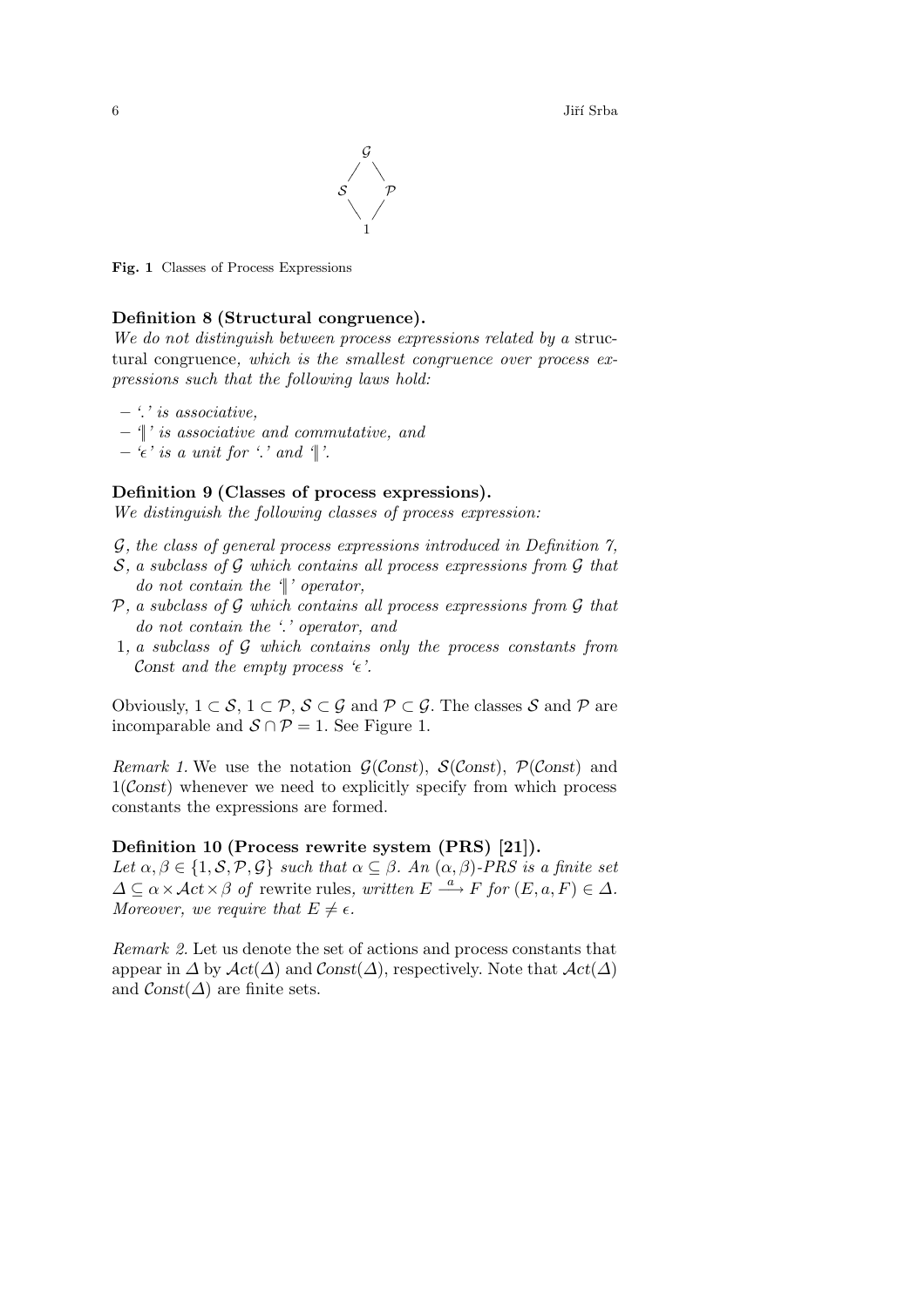$$
\begin{array}{ccc}
 & \mathcal{G} & \\
 / & & \backslash \\
\mathcal{S} & & \mathcal{P} \\
 \backslash & & / \\
 & 1 &
\end{array}
$$

**Fig. 1** Classes of Process Expressions

**Definition 8 (Structural congruence).**
*We do not distinguish between process expressions related by a* structural congruence*, which is the smallest congruence over process expressions such that the following laws hold:*

- *'.' is associative,*
- *'$\|$' is associative and commutative, and*
- *'$\epsilon$' is a unit for '.' and '$\|$'.*

**Definition 9 (Classes of process expressions).**
*We distinguish the following classes of process expression:*

$\mathcal{G}$*, the class of general process expressions introduced in Definition 7,*
$\mathcal{S}$*, a subclass of* $\mathcal{G}$ *which contains all process expressions from* $\mathcal{G}$ *that do not contain the '$\|$' operator,*
$\mathcal{P}$*, a subclass of* $\mathcal{G}$ *which contains all process expressions from* $\mathcal{G}$ *that do not contain the '.' operator, and*
$1$*, a subclass of* $\mathcal{G}$ *which contains only the process constants from* $\mathcal{C}onst$ *and the empty process '$\epsilon$'.*

Obviously, $1 \subset \mathcal{S}$, $1 \subset \mathcal{P}$, $\mathcal{S} \subset \mathcal{G}$ and $\mathcal{P} \subset \mathcal{G}$. The classes $\mathcal{S}$ and $\mathcal{P}$ are incomparable and $\mathcal{S} \cap \mathcal{P} = 1$. See Figure 1.

*Remark 1.* We use the notation $\mathcal{G}(\mathcal{C}onst)$, $\mathcal{S}(\mathcal{C}onst)$, $\mathcal{P}(\mathcal{C}onst)$ and $1(\mathcal{C}onst)$ whenever we need to explicitly specify from which process constants the expressions are formed.

**Definition 10 (Process rewrite system (PRS) [21]).**
*Let* $\alpha, \beta \in \{1, \mathcal{S}, \mathcal{P}, \mathcal{G}\}$ *such that* $\alpha \subseteq \beta$*. An* $(\alpha, \beta)$*-PRS is a finite set* $\Delta \subseteq \alpha \times \mathcal{A}ct \times \beta$ *of* rewrite rules*, written* $E \stackrel{a}{\longrightarrow} F$ *for* $(E, a, F) \in \Delta$*. Moreover, we require that* $E \neq \epsilon$*.*

*Remark 2.* Let us denote the set of actions and process constants that appear in $\Delta$ by $\mathcal{A}ct(\Delta)$ and $\mathcal{C}onst(\Delta)$, respectively. Note that $\mathcal{A}ct(\Delta)$ and $\mathcal{C}onst(\Delta)$ are finite sets.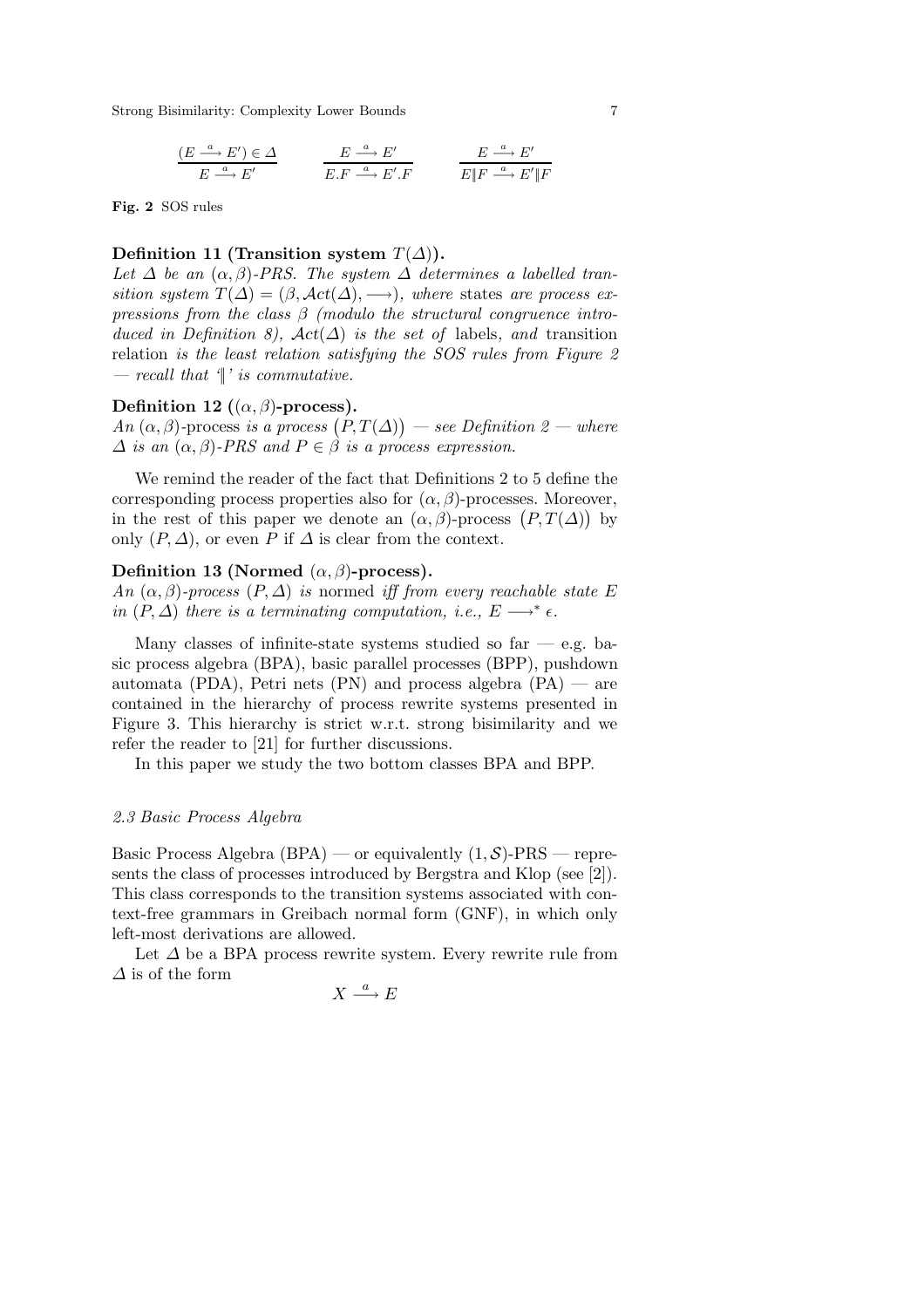$$\frac{(E \stackrel{a}{\longrightarrow} E') \in \Delta}{E \stackrel{a}{\longrightarrow} E'} \qquad \frac{E \stackrel{a}{\longrightarrow} E'}{E.F \stackrel{a}{\longrightarrow} E'.F} \qquad \frac{E \stackrel{a}{\longrightarrow} E'}{E \| F \stackrel{a}{\longrightarrow} E' \| F}$$

**Fig. 2** SOS rules

**Definition 11 (Transition system $T(\Delta)$).**
*Let $\Delta$ be an $(\alpha, \beta)$-PRS. The system $\Delta$ determines a labelled transition system $T(\Delta) = (\beta, \mathcal{A}ct(\Delta), \longrightarrow)$, where* states *are process expressions from the class $\beta$ (modulo the structural congruence introduced in Definition 8), $\mathcal{A}ct(\Delta)$ is the set of* labels*, and* transition relation *is the least relation satisfying the SOS rules from Figure 2 — recall that '$\|$' is commutative.*

**Definition 12 ($(\alpha, \beta)$-process).**
*An $(\alpha, \beta)$-*process *is a process $\big(P, T(\Delta)\big)$ — see Definition 2 — where $\Delta$ is an $(\alpha, \beta)$-PRS and $P \in \beta$ is a process expression.*

We remind the reader of the fact that Definitions 2 to 5 define the corresponding process properties also for $(\alpha, \beta)$-processes. Moreover, in the rest of this paper we denote an $(\alpha, \beta)$-process $\big(P, T(\Delta)\big)$ by only $(P, \Delta)$, or even $P$ if $\Delta$ is clear from the context.

**Definition 13 (Normed $(\alpha, \beta)$-process).**
*An $(\alpha, \beta)$-process $(P, \Delta)$ is* normed *iff from every reachable state $E$ in $(P, \Delta)$ there is a terminating computation, i.e., $E \longrightarrow^* \epsilon$.*

Many classes of infinite-state systems studied so far — e.g. basic process algebra (BPA), basic parallel processes (BPP), pushdown automata (PDA), Petri nets (PN) and process algebra (PA) — are contained in the hierarchy of process rewrite systems presented in Figure 3. This hierarchy is strict w.r.t. strong bisimilarity and we refer the reader to [21] for further discussions.

In this paper we study the two bottom classes BPA and BPP.

### *2.3 Basic Process Algebra*

Basic Process Algebra (BPA) — or equivalently $(1, \mathcal{S})$-PRS — represents the class of processes introduced by Bergstra and Klop (see [2]). This class corresponds to the transition systems associated with context-free grammars in Greibach normal form (GNF), in which only left-most derivations are allowed.

Let $\Delta$ be a BPA process rewrite system. Every rewrite rule from $\Delta$ is of the form

$$X \stackrel{a}{\longrightarrow} E$$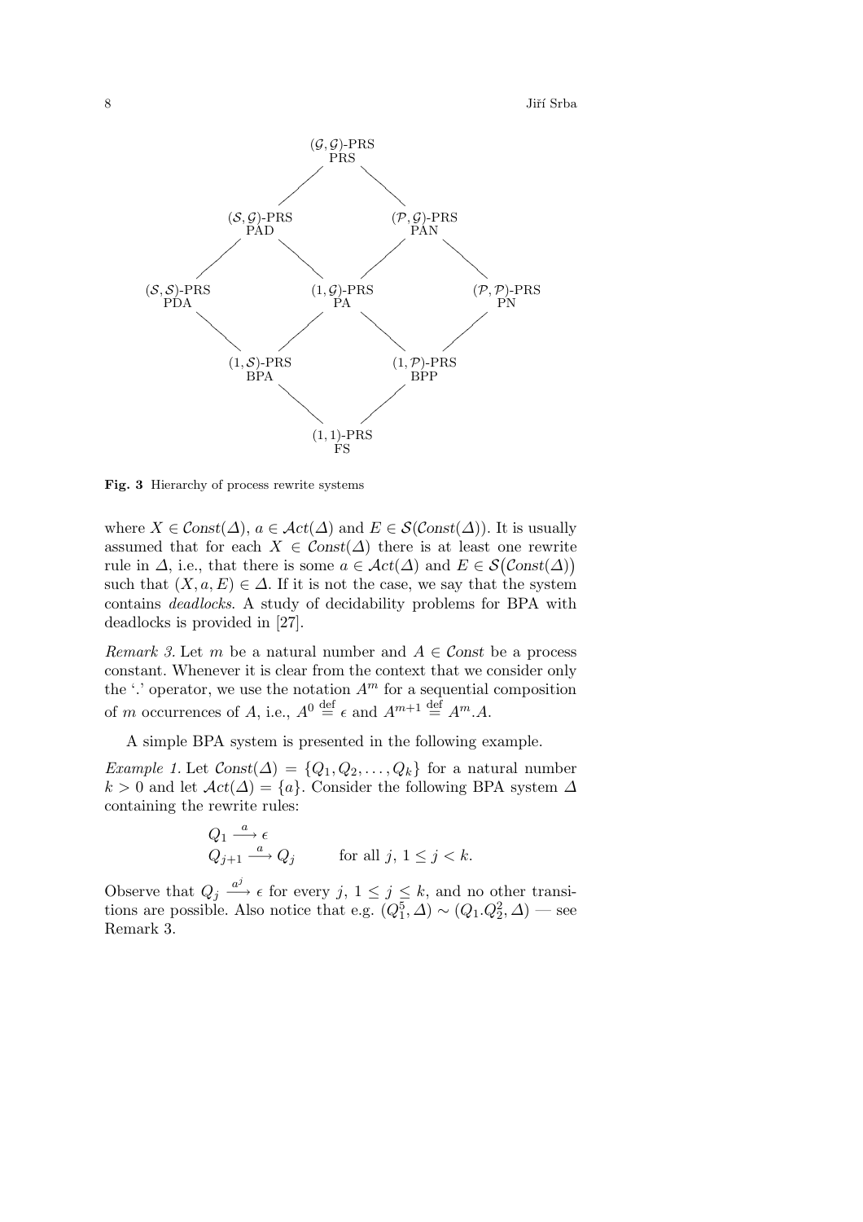**Fig. 3** Hierarchy of process rewrite systems

where $X \in \mathcal{C}onst(\Delta)$, $a \in \mathcal{A}ct(\Delta)$ and $E \in \mathcal{S}(\mathcal{C}onst(\Delta))$. It is usually assumed that for each $X \in \mathcal{C}onst(\Delta)$ there is at least one rewrite rule in $\Delta$, i.e., that there is some $a \in \mathcal{A}ct(\Delta)$ and $E \in \mathcal{S}\big(\mathcal{C}onst(\Delta)\big)$ such that $(X, a, E) \in \Delta$. If it is not the case, we say that the system contains *deadlocks*. A study of decidability problems for BPA with deadlocks is provided in [27].

*Remark 3.* Let $m$ be a natural number and $A \in \mathcal{C}onst$ be a process constant. Whenever it is clear from the context that we consider only the '.' operator, we use the notation $A^m$ for a sequential composition of $m$ occurrences of $A$, i.e., $A^0 \stackrel{\text{def}}{=} \epsilon$ and $A^{m+1} \stackrel{\text{def}}{=} A^m.A$.

A simple BPA system is presented in the following example.

*Example 1.* Let $\mathcal{C}onst(\Delta) = \{Q_1, Q_2, \ldots, Q_k\}$ for a natural number $k > 0$ and let $\mathcal{A}ct(\Delta) = \{a\}$. Consider the following BPA system $\Delta$ containing the rewrite rules:

$$
\begin{array}{ll}
Q_1 \stackrel{a}{\longrightarrow} \epsilon & \\
Q_{j+1} \stackrel{a}{\longrightarrow} Q_j & \quad \text{for all } j,\ 1 \le j < k.
\end{array}
$$

Observe that $Q_j \stackrel{a^j}{\longrightarrow} \epsilon$ for every $j$, $1 \le j \le k$, and no other transitions are possible. Also notice that e.g. $(Q_1^5, \Delta) \sim (Q_1.Q_2^2, \Delta)$ — see Remark 3.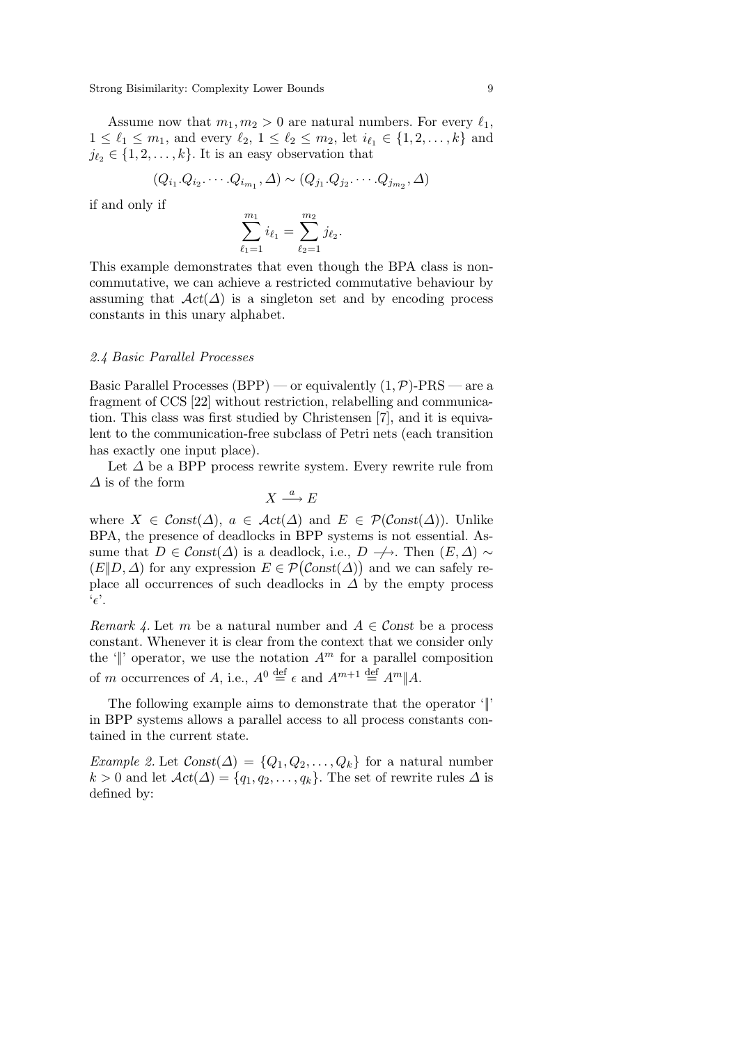Assume now that $m_1, m_2 > 0$ are natural numbers. For every $\ell_1$, $1 \leq \ell_1 \leq m_1$, and every $\ell_2$, $1 \leq \ell_2 \leq m_2$, let $i_{\ell_1} \in \{1, 2, \ldots, k\}$ and $j_{\ell_2} \in \{1, 2, \ldots, k\}$. It is an easy observation that

$$(Q_{i_1}.Q_{i_2}.\cdots.Q_{i_{m_1}}, \Delta) \sim (Q_{j_1}.Q_{j_2}.\cdots.Q_{j_{m_2}}, \Delta)$$

if and only if

$$\sum_{\ell_1=1}^{m_1} i_{\ell_1} = \sum_{\ell_2=1}^{m_2} j_{\ell_2}.$$

This example demonstrates that even though the BPA class is non-commutative, we can achieve a restricted commutative behaviour by assuming that $\mathcal{A}ct(\Delta)$ is a singleton set and by encoding process constants in this unary alphabet.

### 2.4 Basic Parallel Processes

Basic Parallel Processes (BPP) — or equivalently $(1, \mathcal{P})$-PRS — are a fragment of CCS [22] without restriction, relabelling and communication. This class was first studied by Christensen [7], and it is equivalent to the communication-free subclass of Petri nets (each transition has exactly one input place).

Let $\Delta$ be a BPP process rewrite system. Every rewrite rule from $\Delta$ is of the form

$$X \xrightarrow{a} E$$

where $X \in \mathcal{C}onst(\Delta)$, $a \in \mathcal{A}ct(\Delta)$ and $E \in \mathcal{P}(\mathcal{C}onst(\Delta))$. Unlike BPA, the presence of deadlocks in BPP systems is not essential. Assume that $D \in \mathcal{C}onst(\Delta)$ is a deadlock, i.e., $D \not\longrightarrow$. Then $(E, \Delta) \sim (E \| D, \Delta)$ for any expression $E \in \mathcal{P}(\mathcal{C}onst(\Delta))$ and we can safely replace all occurrences of such deadlocks in $\Delta$ by the empty process '$\epsilon$'.

*Remark 4.* Let $m$ be a natural number and $A \in \mathcal{C}onst$ be a process constant. Whenever it is clear from the context that we consider only the '$\|$' operator, we use the notation $A^m$ for a parallel composition of $m$ occurrences of $A$, i.e., $A^0 \stackrel{\text{def}}{=} \epsilon$ and $A^{m+1} \stackrel{\text{def}}{=} A^m \| A$.

The following example aims to demonstrate that the operator '$\|$' in BPP systems allows a parallel access to all process constants contained in the current state.

*Example 2.* Let $\mathcal{C}onst(\Delta) = \{Q_1, Q_2, \ldots, Q_k\}$ for a natural number $k > 0$ and let $\mathcal{A}ct(\Delta) = \{q_1, q_2, \ldots, q_k\}$. The set of rewrite rules $\Delta$ is defined by: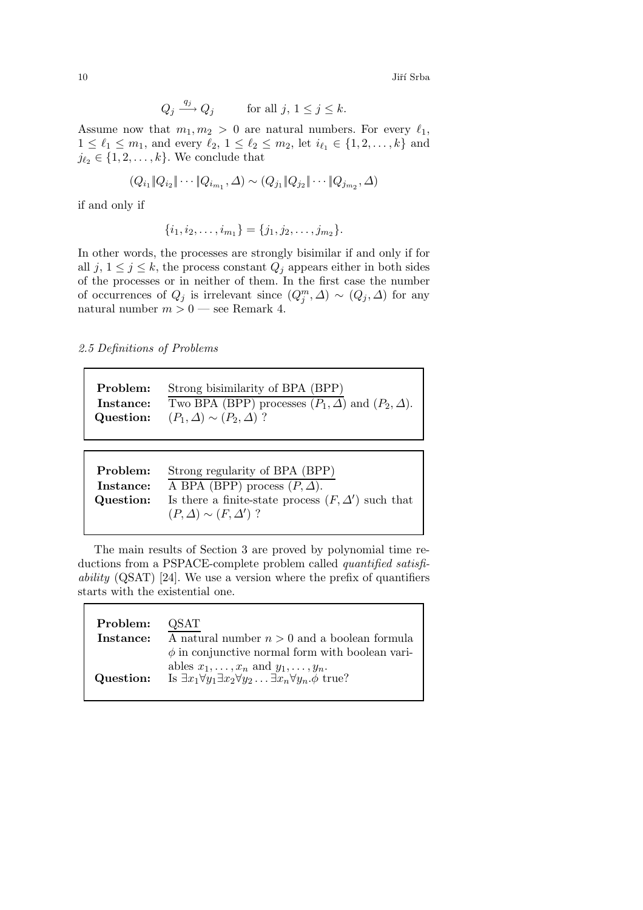$$Q_j \xrightarrow{q_j} Q_j \qquad \text{for all } j,\ 1 \le j \le k.$$

Assume now that $m_1, m_2 > 0$ are natural numbers. For every $\ell_1$, $1 \le \ell_1 \le m_1$, and every $\ell_2$, $1 \le \ell_2 \le m_2$, let $i_{\ell_1} \in \{1, 2, \ldots, k\}$ and $j_{\ell_2} \in \{1, 2, \ldots, k\}$. We conclude that

$$(Q_{i_1} \| Q_{i_2} \| \cdots \| Q_{i_{m_1}}, \Delta) \sim (Q_{j_1} \| Q_{j_2} \| \cdots \| Q_{j_{m_2}}, \Delta)$$

if and only if

$$\{i_1, i_2, \ldots, i_{m_1}\} = \{j_1, j_2, \ldots, j_{m_2}\}.$$

In other words, the processes are strongly bisimilar if and only if for all $j$, $1 \le j \le k$, the process constant $Q_j$ appears either in both sides of the processes or in neither of them. In the first case the number of occurrences of $Q_j$ is irrelevant since $(Q_j^m, \Delta) \sim (Q_j, \Delta)$ for any natural number $m > 0$ — see Remark 4.

### *2.5 Definitions of Problems*

> **Problem:** Strong bisimilarity of BPA (BPP)
> **Instance:** Two BPA (BPP) processes $(P_1, \Delta)$ and $(P_2, \Delta)$.
> **Question:** $(P_1, \Delta) \sim (P_2, \Delta)$ ?

> **Problem:** Strong regularity of BPA (BPP)
> **Instance:** A BPA (BPP) process $(P, \Delta)$.
> **Question:** Is there a finite-state process $(F, \Delta')$ such that $(P, \Delta) \sim (F, \Delta')$ ?

The main results of Section 3 are proved by polynomial time reductions from a PSPACE-complete problem called *quantified satisfiability* (QSAT) [24]. We use a version where the prefix of quantifiers starts with the existential one.

> **Problem:** QSAT
> **Instance:** A natural number $n > 0$ and a boolean formula $\phi$ in conjunctive normal form with boolean variables $x_1, \ldots, x_n$ and $y_1, \ldots, y_n$.
> **Question:** Is $\exists x_1 \forall y_1 \exists x_2 \forall y_2 \ldots \exists x_n \forall y_n . \phi$ true?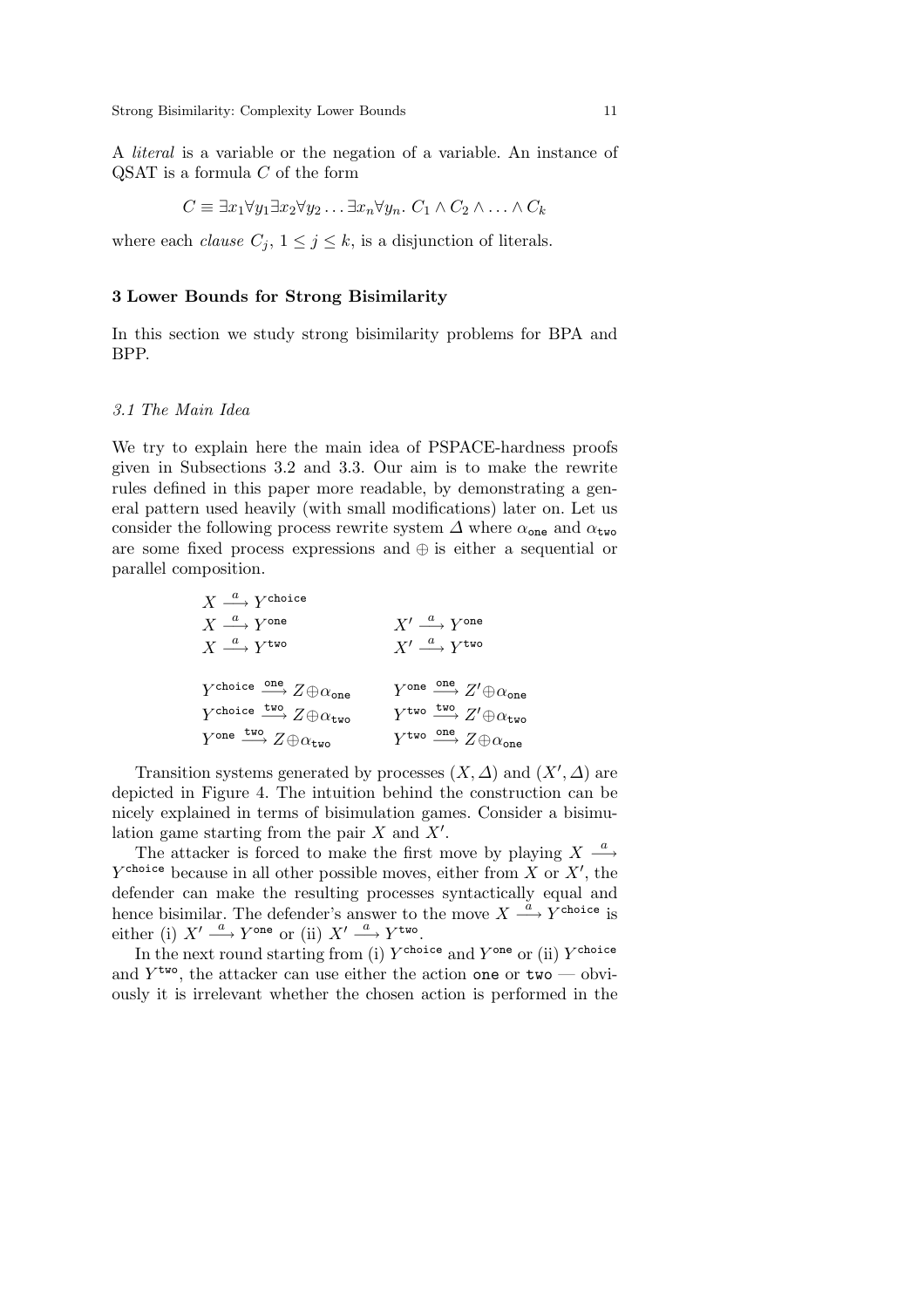A *literal* is a variable or the negation of a variable. An instance of QSAT is a formula $C$ of the form

$$C \equiv \exists x_1 \forall y_1 \exists x_2 \forall y_2 \ldots \exists x_n \forall y_n.\ C_1 \wedge C_2 \wedge \ldots \wedge C_k$$

where each *clause* $C_j$, $1 \le j \le k$, is a disjunction of literals.

## 3 Lower Bounds for Strong Bisimilarity

In this section we study strong bisimilarity problems for BPA and BPP.

### 3.1 The Main Idea

We try to explain here the main idea of PSPACE-hardness proofs given in Subsections 3.2 and 3.3. Our aim is to make the rewrite rules defined in this paper more readable, by demonstrating a general pattern used heavily (with small modifications) later on. Let us consider the following process rewrite system $\Delta$ where $\alpha_{\texttt{one}}$ and $\alpha_{\texttt{two}}$ are some fixed process expressions and $\oplus$ is either a sequential or parallel composition.

$$
\begin{array}{ll}
X \stackrel{a}{\longrightarrow} Y^{\texttt{choice}} & \\
X \stackrel{a}{\longrightarrow} Y^{\texttt{one}} & X' \stackrel{a}{\longrightarrow} Y^{\texttt{one}} \\
X \stackrel{a}{\longrightarrow} Y^{\texttt{two}} & X' \stackrel{a}{\longrightarrow} Y^{\texttt{two}} \\
 & \\
Y^{\texttt{choice}} \stackrel{\texttt{one}}{\longrightarrow} Z \oplus \alpha_{\texttt{one}} & Y^{\texttt{one}} \stackrel{\texttt{one}}{\longrightarrow} Z' \oplus \alpha_{\texttt{one}} \\
Y^{\texttt{choice}} \stackrel{\texttt{two}}{\longrightarrow} Z \oplus \alpha_{\texttt{two}} & Y^{\texttt{two}} \stackrel{\texttt{two}}{\longrightarrow} Z' \oplus \alpha_{\texttt{two}} \\
Y^{\texttt{one}} \stackrel{\texttt{two}}{\longrightarrow} Z \oplus \alpha_{\texttt{two}} & Y^{\texttt{two}} \stackrel{\texttt{one}}{\longrightarrow} Z \oplus \alpha_{\texttt{one}}
\end{array}
$$

Transition systems generated by processes $(X, \Delta)$ and $(X', \Delta)$ are depicted in Figure 4. The intuition behind the construction can be nicely explained in terms of bisimulation games. Consider a bisimulation game starting from the pair $X$ and $X'$.

The attacker is forced to make the first move by playing $X \stackrel{a}{\longrightarrow} Y^{\texttt{choice}}$ because in all other possible moves, either from $X$ or $X'$, the defender can make the resulting processes syntactically equal and hence bisimilar. The defender's answer to the move $X \stackrel{a}{\longrightarrow} Y^{\texttt{choice}}$ is either (i) $X' \stackrel{a}{\longrightarrow} Y^{\texttt{one}}$ or (ii) $X' \stackrel{a}{\longrightarrow} Y^{\texttt{two}}$.

In the next round starting from (i) $Y^{\texttt{choice}}$ and $Y^{\texttt{one}}$ or (ii) $Y^{\texttt{choice}}$ and $Y^{\texttt{two}}$, the attacker can use either the action $\texttt{one}$ or $\texttt{two}$ — obviously it is irrelevant whether the chosen action is performed in the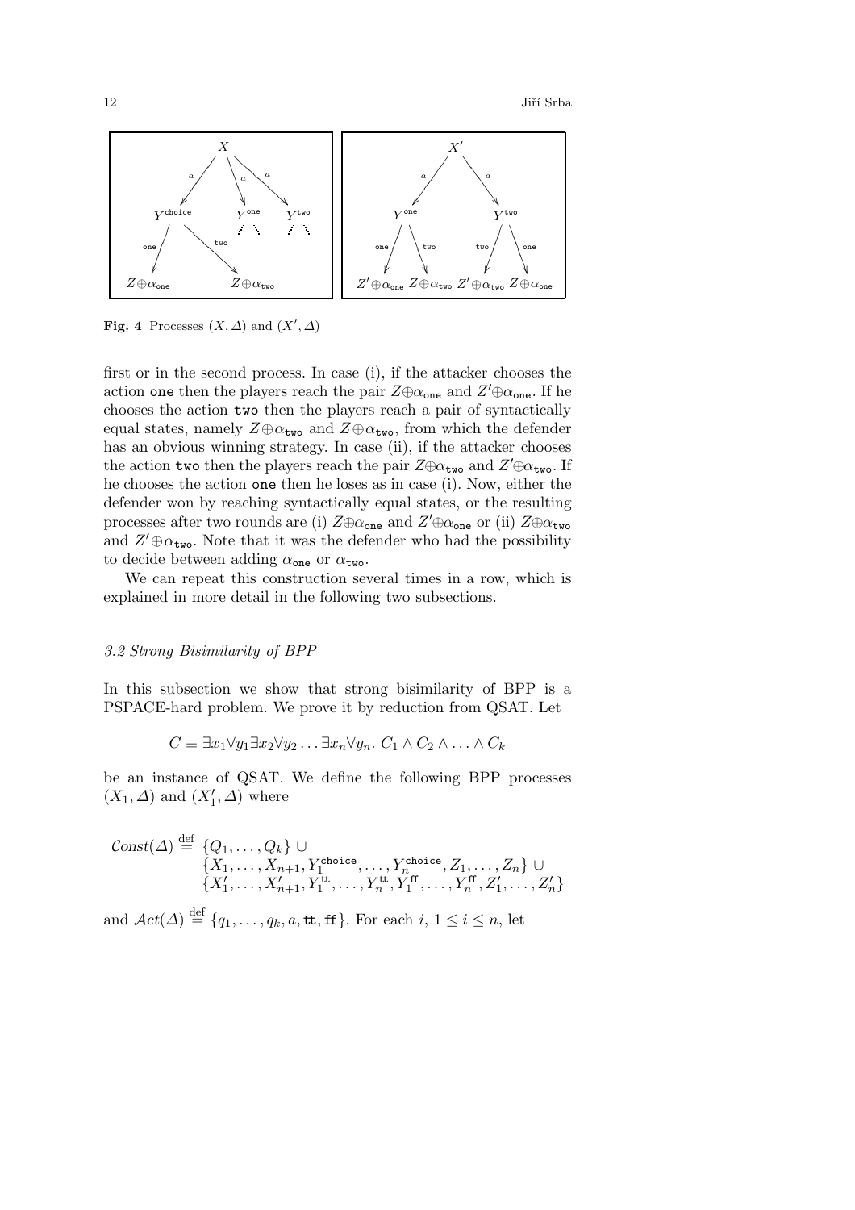**Fig. 4** Processes $(X, \Delta)$ and $(X', \Delta)$

first or in the second process. In case (i), if the attacker chooses the action $\mathtt{one}$ then the players reach the pair $Z \oplus \alpha_{\mathtt{one}}$ and $Z' \oplus \alpha_{\mathtt{one}}$. If he chooses the action $\mathtt{two}$ then the players reach a pair of syntactically equal states, namely $Z \oplus \alpha_{\mathtt{two}}$ and $Z \oplus \alpha_{\mathtt{two}}$, from which the defender has an obvious winning strategy. In case (ii), if the attacker chooses the action $\mathtt{two}$ then the players reach the pair $Z \oplus \alpha_{\mathtt{two}}$ and $Z' \oplus \alpha_{\mathtt{two}}$. If he chooses the action $\mathtt{one}$ then he loses as in case (i). Now, either the defender won by reaching syntactically equal states, or the resulting processes after two rounds are (i) $Z \oplus \alpha_{\mathtt{one}}$ and $Z' \oplus \alpha_{\mathtt{one}}$ or (ii) $Z \oplus \alpha_{\mathtt{two}}$ and $Z' \oplus \alpha_{\mathtt{two}}$. Note that it was the defender who had the possibility to decide between adding $\alpha_{\mathtt{one}}$ or $\alpha_{\mathtt{two}}$.

We can repeat this construction several times in a row, which is explained in more detail in the following two subsections.

### 3.2 Strong Bisimilarity of BPP

In this subsection we show that strong bisimilarity of BPP is a PSPACE-hard problem. We prove it by reduction from QSAT. Let

$$C \equiv \exists x_1 \forall y_1 \exists x_2 \forall y_2 \ldots \exists x_n \forall y_n.\ C_1 \wedge C_2 \wedge \ldots \wedge C_k$$

be an instance of QSAT. We define the following BPP processes $(X_1, \Delta)$ and $(X'_1, \Delta)$ where

$$\begin{aligned} \mathcal{C}onst(\Delta) \stackrel{\text{def}}{=} \ & \{Q_1, \ldots, Q_k\} \cup \\ & \{X_1, \ldots, X_{n+1}, Y_1^{\mathtt{choice}}, \ldots, Y_n^{\mathtt{choice}}, Z_1, \ldots, Z_n\} \cup \\ & \{X'_1, \ldots, X'_{n+1}, Y_1^{\mathtt{tt}}, \ldots, Y_n^{\mathtt{tt}}, Y_1^{\mathtt{ff}}, \ldots, Y_n^{\mathtt{ff}}, Z'_1, \ldots, Z'_n\} \end{aligned}$$

and $\mathcal{A}ct(\Delta) \stackrel{\text{def}}{=} \{q_1, \ldots, q_k, a, \mathtt{tt}, \mathtt{ff}\}$. For each $i$, $1 \leq i \leq n$, let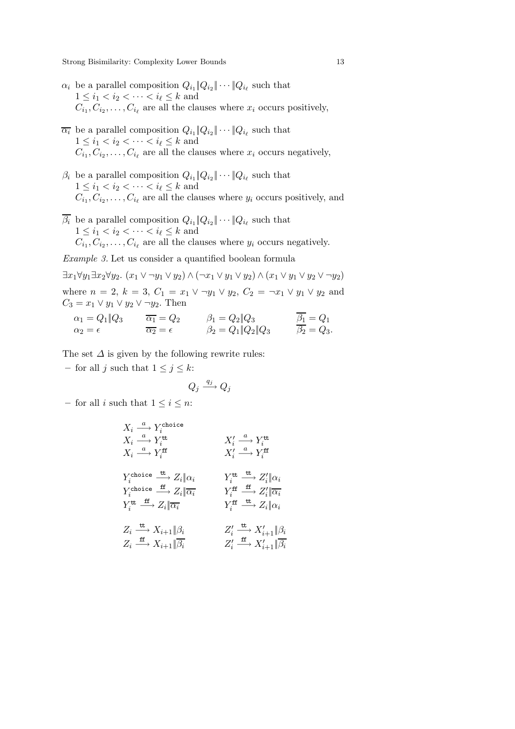- $\alpha_i$ be a parallel composition $Q_{i_1} \| Q_{i_2} \| \cdots \| Q_{i_\ell}$ such that $1 \leq i_1 < i_2 < \cdots < i_\ell \leq k$ and $C_{i_1}, C_{i_2}, \ldots, C_{i_\ell}$ are all the clauses where $x_i$ occurs positively,
- $\overline{\alpha_i}$ be a parallel composition $Q_{i_1} \| Q_{i_2} \| \cdots \| Q_{i_\ell}$ such that $1 \leq i_1 < i_2 < \cdots < i_\ell \leq k$ and $C_{i_1}, C_{i_2}, \ldots, C_{i_\ell}$ are all the clauses where $x_i$ occurs negatively,
- $\beta_i$ be a parallel composition $Q_{i_1} \| Q_{i_2} \| \cdots \| Q_{i_\ell}$ such that $1 \leq i_1 < i_2 < \cdots < i_\ell \leq k$ and $C_{i_1}, C_{i_2}, \ldots, C_{i_\ell}$ are all the clauses where $y_i$ occurs positively, and
- $\overline{\beta_i}$ be a parallel composition $Q_{i_1} \| Q_{i_2} \| \cdots \| Q_{i_\ell}$ such that $1 \leq i_1 < i_2 < \cdots < i_\ell \leq k$ and $C_{i_1}, C_{i_2}, \ldots, C_{i_\ell}$ are all the clauses where $y_i$ occurs negatively.

*Example 3.* Let us consider a quantified boolean formula

$$\exists x_1 \forall y_1 \exists x_2 \forall y_2. \, (x_1 \vee \neg y_1 \vee y_2) \wedge (\neg x_1 \vee y_1 \vee y_2) \wedge (x_1 \vee y_1 \vee y_2 \vee \neg y_2)$$

where $n = 2$, $k = 3$, $C_1 = x_1 \vee \neg y_1 \vee y_2$, $C_2 = \neg x_1 \vee y_1 \vee y_2$ and $C_3 = x_1 \vee y_1 \vee y_2 \vee \neg y_2$. Then

$$\begin{array}{llll} \alpha_1 = Q_1 \| Q_3 & \overline{\alpha_1} = Q_2 & \beta_1 = Q_2 \| Q_3 & \overline{\beta_1} = Q_1 \\ \alpha_2 = \epsilon & \overline{\alpha_2} = \epsilon & \beta_2 = Q_1 \| Q_2 \| Q_3 & \overline{\beta_2} = Q_3. \end{array}$$

The set $\Delta$ is given by the following rewrite rules:

- for all $j$ such that $1 \leq j \leq k$:

$$Q_j \xrightarrow{q_j} Q_j$$

- for all $i$ such that $1 \leq i \leq n$:

$$\begin{array}{ll}
X_i \xrightarrow{a} Y_i^{\texttt{choice}} & \\
X_i \xrightarrow{a} Y_i^{\texttt{tt}} & X_i' \xrightarrow{a} Y_i^{\texttt{tt}} \\
X_i \xrightarrow{a} Y_i^{\texttt{ff}} & X_i' \xrightarrow{a} Y_i^{\texttt{ff}} \\
& \\
Y_i^{\texttt{choice}} \xrightarrow{\texttt{tt}} Z_i \| \alpha_i & Y_i^{\texttt{tt}} \xrightarrow{\texttt{tt}} Z_i' \| \alpha_i \\
Y_i^{\texttt{choice}} \xrightarrow{\texttt{ff}} Z_i \| \overline{\alpha_i} & Y_i^{\texttt{ff}} \xrightarrow{\texttt{ff}} Z_i' \| \overline{\alpha_i} \\
Y_i^{\texttt{tt}} \xrightarrow{\texttt{ff}} Z_i \| \overline{\alpha_i} & Y_i^{\texttt{ff}} \xrightarrow{\texttt{tt}} Z_i \| \alpha_i \\
& \\
Z_i \xrightarrow{\texttt{tt}} X_{i+1} \| \beta_i & Z_i' \xrightarrow{\texttt{tt}} X_{i+1}' \| \beta_i \\
Z_i \xrightarrow{\texttt{ff}} X_{i+1} \| \overline{\beta_i} & Z_i' \xrightarrow{\texttt{ff}} X_{i+1}' \| \overline{\beta_i}
\end{array}$$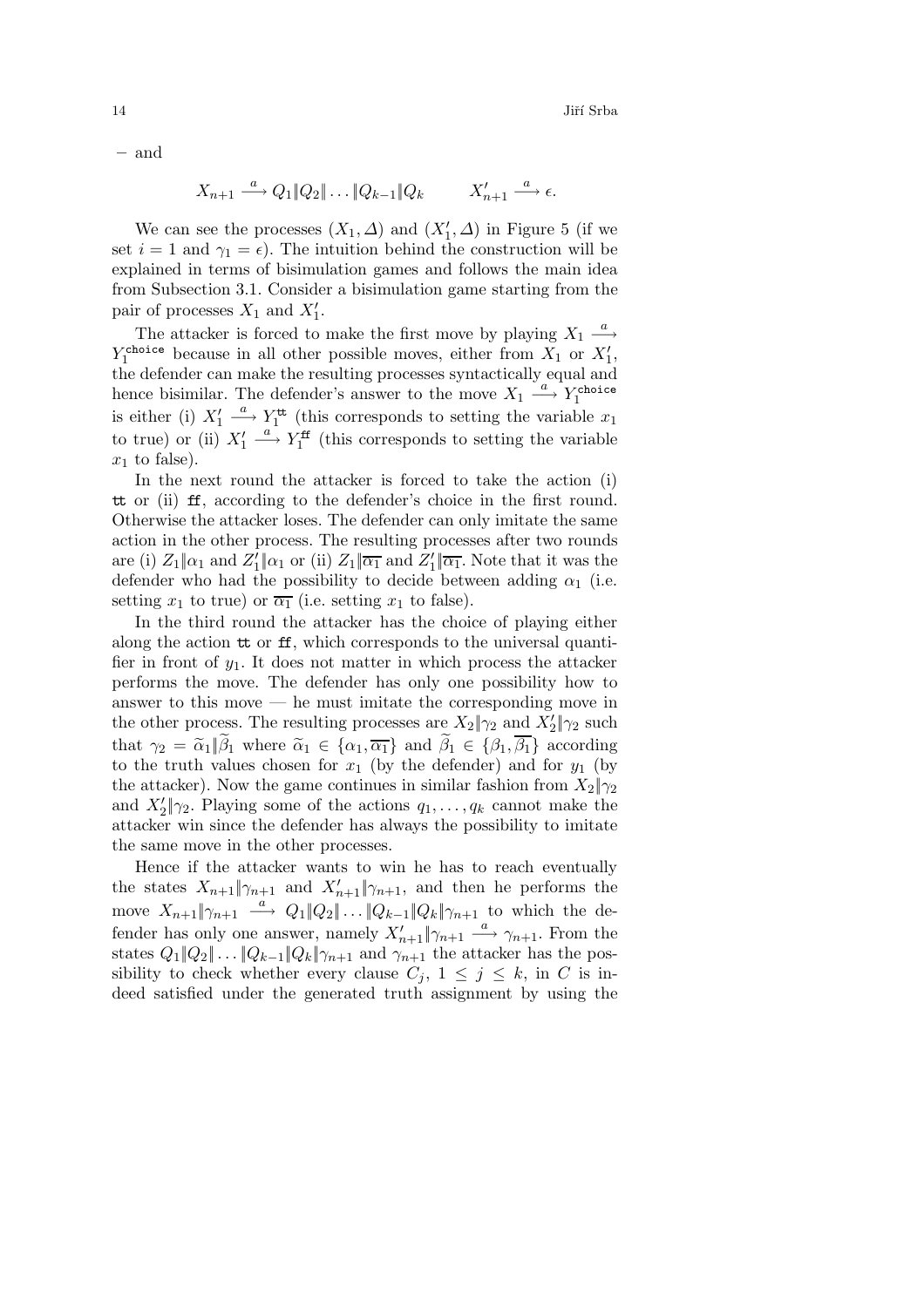– and

$$X_{n+1} \xrightarrow{a} Q_1 \| Q_2 \| \ldots \| Q_{k-1} \| Q_k \qquad X'_{n+1} \xrightarrow{a} \epsilon.$$

We can see the processes $(X_1, \Delta)$ and $(X'_1, \Delta)$ in Figure 5 (if we set $i = 1$ and $\gamma_1 = \epsilon$). The intuition behind the construction will be explained in terms of bisimulation games and follows the main idea from Subsection 3.1. Consider a bisimulation game starting from the pair of processes $X_1$ and $X'_1$.

The attacker is forced to make the first move by playing $X_1 \xrightarrow{a} Y_1^{\texttt{choice}}$ because in all other possible moves, either from $X_1$ or $X'_1$, the defender can make the resulting processes syntactically equal and hence bisimilar. The defender's answer to the move $X_1 \xrightarrow{a} Y_1^{\texttt{choice}}$ is either (i) $X'_1 \xrightarrow{a} Y_1^{\texttt{tt}}$ (this corresponds to setting the variable $x_1$ to true) or (ii) $X'_1 \xrightarrow{a} Y_1^{\texttt{ff}}$ (this corresponds to setting the variable $x_1$ to false).

In the next round the attacker is forced to take the action (i) tt or (ii) ff, according to the defender's choice in the first round. Otherwise the attacker loses. The defender can only imitate the same action in the other process. The resulting processes after two rounds are (i) $Z_1 \| \alpha_1$ and $Z'_1 \| \alpha_1$ or (ii) $Z_1 \| \overline{\alpha_1}$ and $Z'_1 \| \overline{\alpha_1}$. Note that it was the defender who had the possibility to decide between adding $\alpha_1$ (i.e. setting $x_1$ to true) or $\overline{\alpha_1}$ (i.e. setting $x_1$ to false).

In the third round the attacker has the choice of playing either along the action tt or ff, which corresponds to the universal quantifier in front of $y_1$. It does not matter in which process the attacker performs the move. The defender has only one possibility how to answer to this move — he must imitate the corresponding move in the other process. The resulting processes are $X_2 \| \gamma_2$ and $X'_2 \| \gamma_2$ such that $\gamma_2 = \widetilde{\alpha}_1 \| \widetilde{\beta}_1$ where $\widetilde{\alpha}_1 \in \{\alpha_1, \overline{\alpha_1}\}$ and $\widetilde{\beta}_1 \in \{\beta_1, \overline{\beta_1}\}$ according to the truth values chosen for $x_1$ (by the defender) and for $y_1$ (by the attacker). Now the game continues in similar fashion from $X_2 \| \gamma_2$ and $X'_2 \| \gamma_2$. Playing some of the actions $q_1, \ldots, q_k$ cannot make the attacker win since the defender has always the possibility to imitate the same move in the other processes.

Hence if the attacker wants to win he has to reach eventually the states $X_{n+1} \| \gamma_{n+1}$ and $X'_{n+1} \| \gamma_{n+1}$, and then he performs the move $X_{n+1} \| \gamma_{n+1} \xrightarrow{a} Q_1 \| Q_2 \| \ldots \| Q_{k-1} \| Q_k \| \gamma_{n+1}$ to which the defender has only one answer, namely $X'_{n+1} \| \gamma_{n+1} \xrightarrow{a} \gamma_{n+1}$. From the states $Q_1 \| Q_2 \| \ldots \| Q_{k-1} \| Q_k \| \gamma_{n+1}$ and $\gamma_{n+1}$ the attacker has the possibility to check whether every clause $C_j$, $1 \leq j \leq k$, in $C$ is indeed satisfied under the generated truth assignment by using the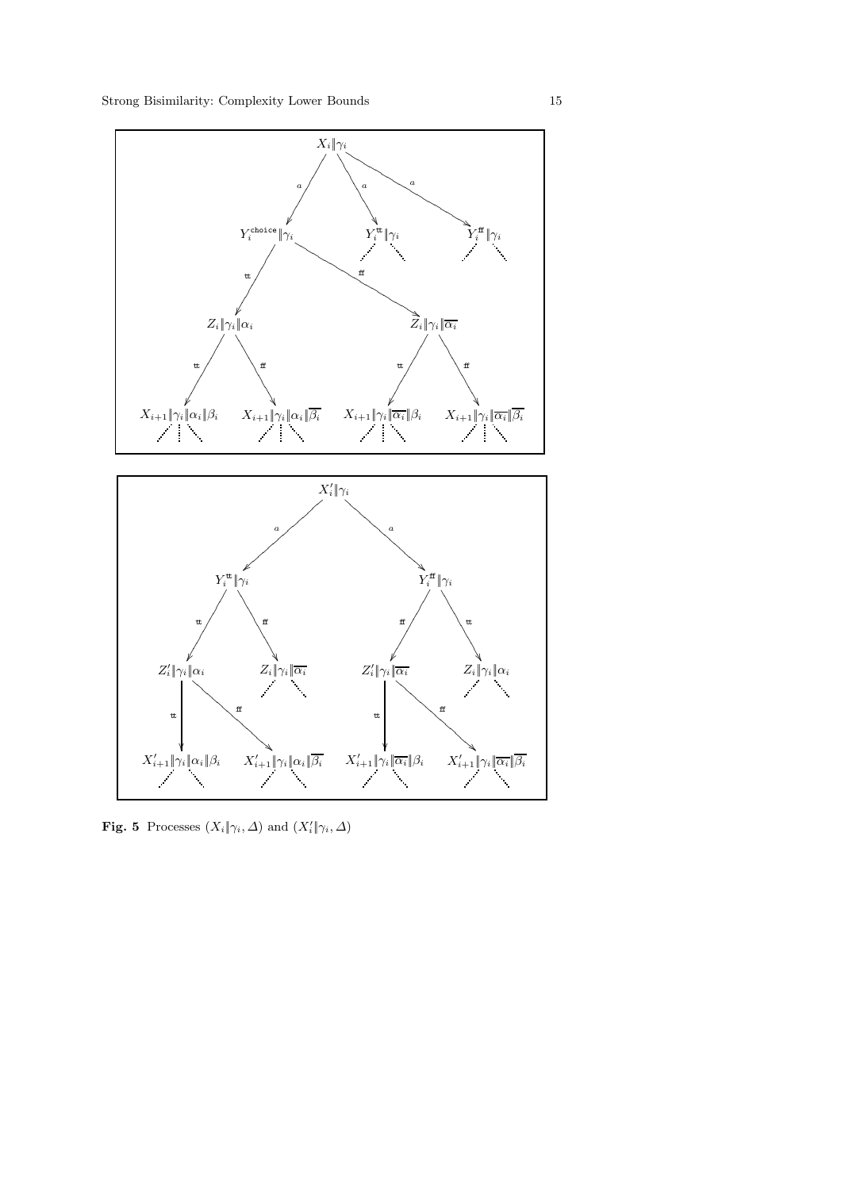**Fig. 5** Processes $(X_i \| \gamma_i, \Delta)$ and $(X'_i \| \gamma_i, \Delta)$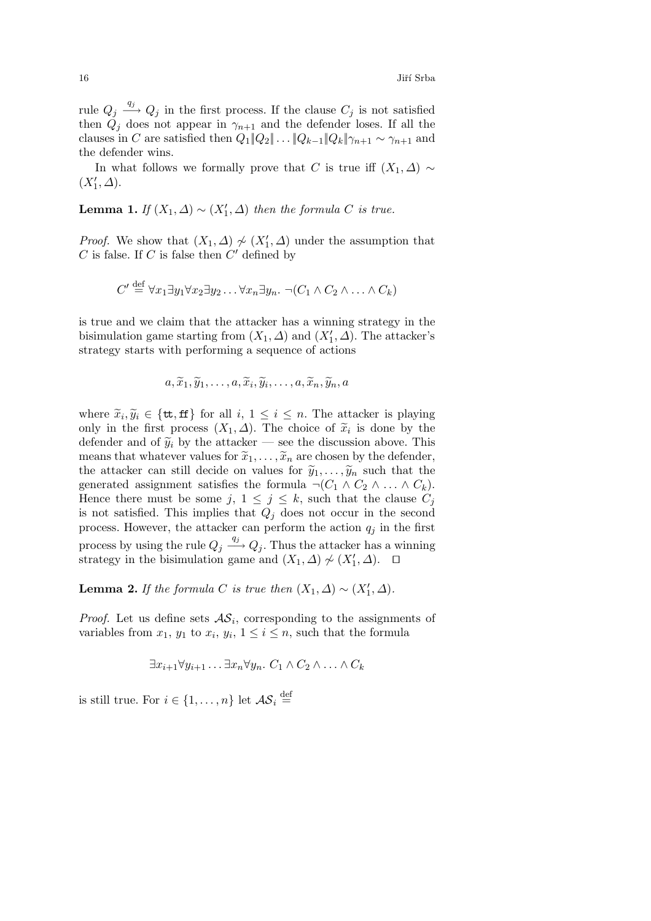rule $Q_j \xrightarrow{q_j} Q_j$ in the first process. If the clause $C_j$ is not satisfied then $Q_j$ does not appear in $\gamma_{n+1}$ and the defender loses. If all the clauses in $C$ are satisfied then $Q_1 \| Q_2 \| \ldots \| Q_{k-1} \| Q_k \| \gamma_{n+1} \sim \gamma_{n+1}$ and the defender wins.

In what follows we formally prove that $C$ is true iff $(X_1, \Delta) \sim (X_1', \Delta)$.

**Lemma 1.** *If $(X_1, \Delta) \sim (X_1', \Delta)$ then the formula $C$ is true.*

*Proof.* We show that $(X_1, \Delta) \not\sim (X_1', \Delta)$ under the assumption that $C$ is false. If $C$ is false then $C'$ defined by

$$C' \stackrel{\text{def}}{=} \forall x_1 \exists y_1 \forall x_2 \exists y_2 \ldots \forall x_n \exists y_n. \ \neg(C_1 \wedge C_2 \wedge \ldots \wedge C_k)$$

is true and we claim that the attacker has a winning strategy in the bisimulation game starting from $(X_1, \Delta)$ and $(X_1', \Delta)$. The attacker's strategy starts with performing a sequence of actions

$$a, \widetilde{x}_1, \widetilde{y}_1, \ldots, a, \widetilde{x}_i, \widetilde{y}_i, \ldots, a, \widetilde{x}_n, \widetilde{y}_n, a$$

where $\widetilde{x}_i, \widetilde{y}_i \in \{\mathtt{tt}, \mathtt{ff}\}$ for all $i$, $1 \leq i \leq n$. The attacker is playing only in the first process $(X_1, \Delta)$. The choice of $\widetilde{x}_i$ is done by the defender and of $\widetilde{y}_i$ by the attacker — see the discussion above. This means that whatever values for $\widetilde{x}_1, \ldots, \widetilde{x}_n$ are chosen by the defender, the attacker can still decide on values for $\widetilde{y}_1, \ldots, \widetilde{y}_n$ such that the generated assignment satisfies the formula $\neg(C_1 \wedge C_2 \wedge \ldots \wedge C_k)$. Hence there must be some $j$, $1 \leq j \leq k$, such that the clause $C_j$ is not satisfied. This implies that $Q_j$ does not occur in the second process. However, the attacker can perform the action $q_j$ in the first process by using the rule $Q_j \xrightarrow{q_j} Q_j$. Thus the attacker has a winning strategy in the bisimulation game and $(X_1, \Delta) \not\sim (X_1', \Delta)$. $\square$

**Lemma 2.** *If the formula $C$ is true then $(X_1, \Delta) \sim (X_1', \Delta)$.*

*Proof.* Let us define sets $\mathcal{AS}_i$, corresponding to the assignments of variables from $x_1$, $y_1$ to $x_i$, $y_i$, $1 \leq i \leq n$, such that the formula

$$\exists x_{i+1} \forall y_{i+1} \ldots \exists x_n \forall y_n. \ C_1 \wedge C_2 \wedge \ldots \wedge C_k$$

is still true. For $i \in \{1, \ldots, n\}$ let $\mathcal{AS}_i \stackrel{\text{def}}{=}$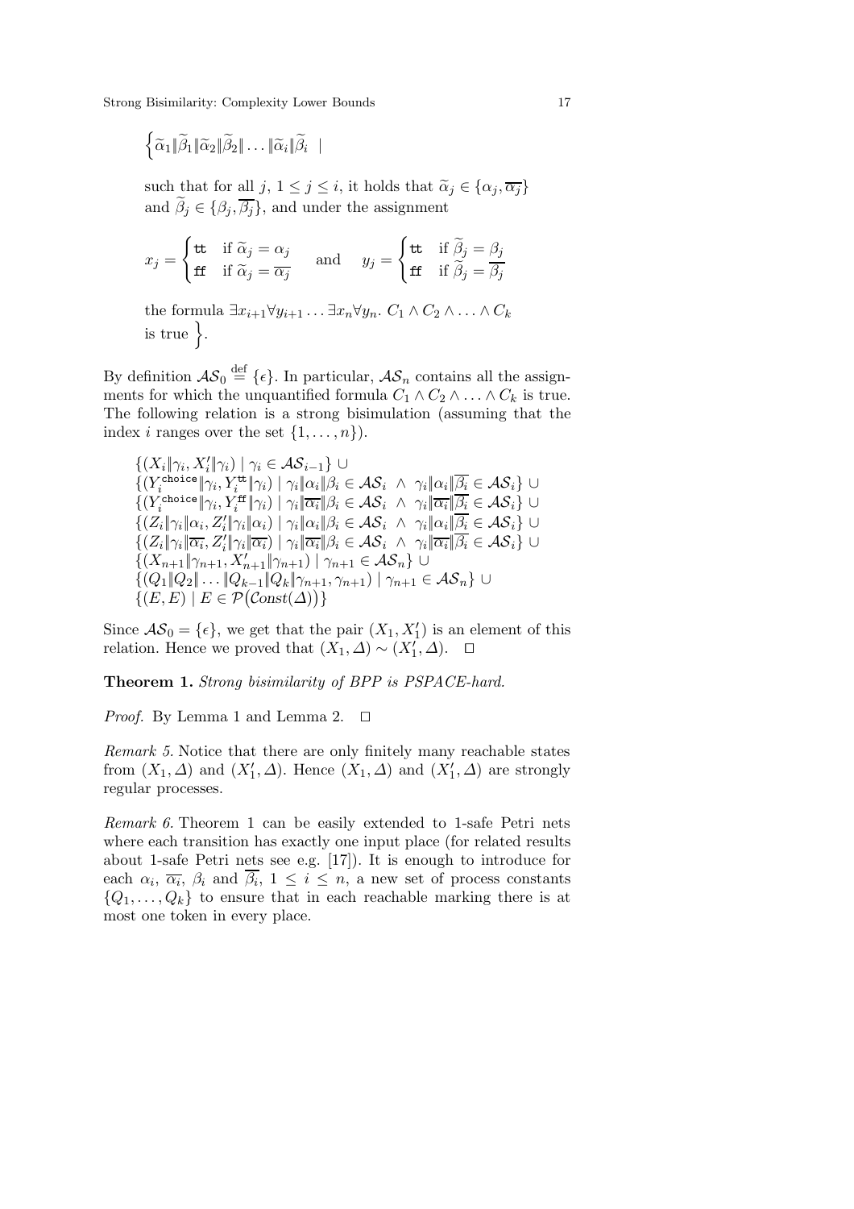$\Big\{ \widetilde{\alpha}_1 \| \widetilde{\beta}_1 \| \widetilde{\alpha}_2 \| \widetilde{\beta}_2 \| \ldots \| \widetilde{\alpha}_i \| \widetilde{\beta}_i \ \ |$

such that for all $j$, $1 \leq j \leq i$, it holds that $\widetilde{\alpha}_j \in \{\alpha_j, \overline{\alpha_j}\}$ and $\widetilde{\beta}_j \in \{\beta_j, \overline{\beta_j}\}$, and under the assignment

$$x_j = \begin{cases} \mathtt{tt} & \text{if } \widetilde{\alpha}_j = \alpha_j \\ \mathtt{ff} & \text{if } \widetilde{\alpha}_j = \overline{\alpha_j} \end{cases} \quad \text{and} \quad y_j = \begin{cases} \mathtt{tt} & \text{if } \widetilde{\beta}_j = \beta_j \\ \mathtt{ff} & \text{if } \widetilde{\beta}_j = \overline{\beta_j} \end{cases}$$

the formula $\exists x_{i+1} \forall y_{i+1} \ldots \exists x_n \forall y_n.\ C_1 \wedge C_2 \wedge \ldots \wedge C_k$ is true $\Big\}$.

By definition $\mathcal{AS}_0 \stackrel{\text{def}}{=} \{\epsilon\}$. In particular, $\mathcal{AS}_n$ contains all the assignments for which the unquantified formula $C_1 \wedge C_2 \wedge \ldots \wedge C_k$ is true. The following relation is a strong bisimulation (assuming that the index $i$ ranges over the set $\{1, \ldots, n\}$).

$$\begin{aligned}
&\{(X_i \| \gamma_i, X'_i \| \gamma_i) \mid \gamma_i \in \mathcal{AS}_{i-1}\} \ \cup \\
&\{(Y_i^{\mathtt{choice}} \| \gamma_i, Y_i^{\mathtt{tt}} \| \gamma_i) \mid \gamma_i \| \alpha_i \| \beta_i \in \mathcal{AS}_i \ \wedge \ \gamma_i \| \alpha_i \| \overline{\beta_i} \in \mathcal{AS}_i\} \ \cup \\
&\{(Y_i^{\mathtt{choice}} \| \gamma_i, Y_i^{\mathtt{ff}} \| \gamma_i) \mid \gamma_i \| \overline{\alpha_i} \| \beta_i \in \mathcal{AS}_i \ \wedge \ \gamma_i \| \overline{\alpha_i} \| \overline{\beta_i} \in \mathcal{AS}_i\} \ \cup \\
&\{(Z_i \| \gamma_i \| \alpha_i, Z'_i \| \gamma_i \| \alpha_i) \mid \gamma_i \| \alpha_i \| \beta_i \in \mathcal{AS}_i \ \wedge \ \gamma_i \| \alpha_i \| \overline{\beta_i} \in \mathcal{AS}_i\} \ \cup \\
&\{(Z_i \| \gamma_i \| \overline{\alpha_i}, Z'_i \| \gamma_i \| \overline{\alpha_i}) \mid \gamma_i \| \overline{\alpha_i} \| \beta_i \in \mathcal{AS}_i \ \wedge \ \gamma_i \| \overline{\alpha_i} \| \overline{\beta_i} \in \mathcal{AS}_i\} \ \cup \\
&\{(X_{n+1} \| \gamma_{n+1}, X'_{n+1} \| \gamma_{n+1}) \mid \gamma_{n+1} \in \mathcal{AS}_n\} \ \cup \\
&\{(Q_1 \| Q_2 \| \ldots \| Q_{k-1} \| Q_k \| \gamma_{n+1}, \gamma_{n+1}) \mid \gamma_{n+1} \in \mathcal{AS}_n\} \ \cup \\
&\{(E, E) \mid E \in \mathcal{P}(\mathcal{C}onst(\Delta))\}
\end{aligned}$$

Since $\mathcal{AS}_0 = \{\epsilon\}$, we get that the pair $(X_1, X'_1)$ is an element of this relation. Hence we proved that $(X_1, \Delta) \sim (X'_1, \Delta)$. $\square$

**Theorem 1.** *Strong bisimilarity of BPP is PSPACE-hard.*

*Proof.* By Lemma 1 and Lemma 2. $\square$

*Remark 5.* Notice that there are only finitely many reachable states from $(X_1, \Delta)$ and $(X'_1, \Delta)$. Hence $(X_1, \Delta)$ and $(X'_1, \Delta)$ are strongly regular processes.

*Remark 6.* Theorem 1 can be easily extended to 1-safe Petri nets where each transition has exactly one input place (for related results about 1-safe Petri nets see e.g. [17]). It is enough to introduce for each $\alpha_i$, $\overline{\alpha_i}$, $\beta_i$ and $\overline{\beta_i}$, $1 \leq i \leq n$, a new set of process constants $\{Q_1, \ldots, Q_k\}$ to ensure that in each reachable marking there is at most one token in every place.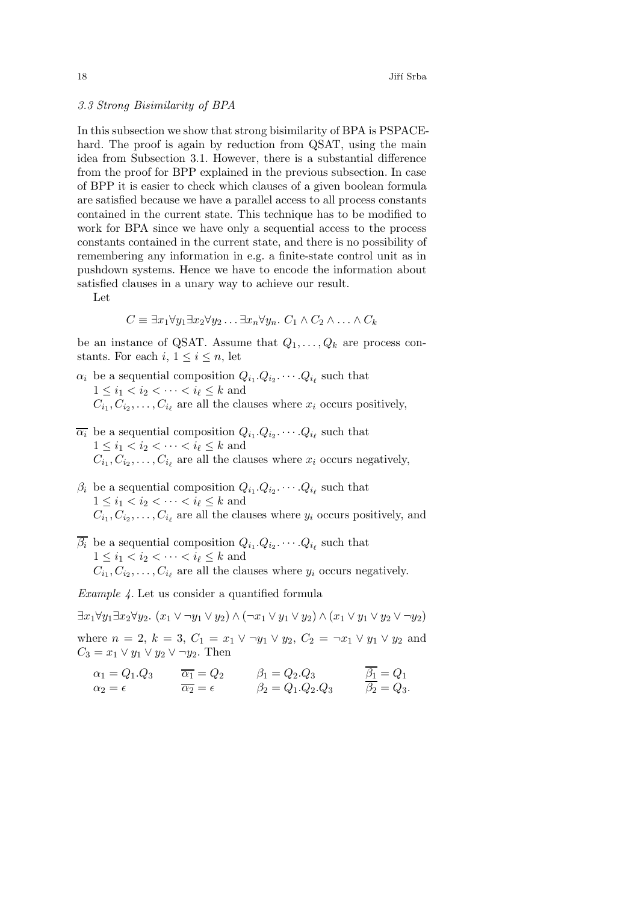### 3.3 Strong Bisimilarity of BPA

In this subsection we show that strong bisimilarity of BPA is PSPACE-hard. The proof is again by reduction from QSAT, using the main idea from Subsection 3.1. However, there is a substantial difference from the proof for BPP explained in the previous subsection. In case of BPP it is easier to check which clauses of a given boolean formula are satisfied because we have a parallel access to all process constants contained in the current state. This technique has to be modified to work for BPA since we have only a sequential access to the process constants contained in the current state, and there is no possibility of remembering any information in e.g. a finite-state control unit as in pushdown systems. Hence we have to encode the information about satisfied clauses in a unary way to achieve our result.

Let

$$C \equiv \exists x_1 \forall y_1 \exists x_2 \forall y_2 \ldots \exists x_n \forall y_n.\ C_1 \wedge C_2 \wedge \ldots \wedge C_k$$

be an instance of QSAT. Assume that $Q_1, \ldots, Q_k$ are process constants. For each $i$, $1 \leq i \leq n$, let

- $\alpha_i$ be a sequential composition $Q_{i_1}.Q_{i_2}.\cdots.Q_{i_\ell}$ such that $1 \leq i_1 < i_2 < \cdots < i_\ell \leq k$ and $C_{i_1}, C_{i_2}, \ldots, C_{i_\ell}$ are all the clauses where $x_i$ occurs positively,
- $\overline{\alpha_i}$ be a sequential composition $Q_{i_1}.Q_{i_2}.\cdots.Q_{i_\ell}$ such that $1 \leq i_1 < i_2 < \cdots < i_\ell \leq k$ and $C_{i_1}, C_{i_2}, \ldots, C_{i_\ell}$ are all the clauses where $x_i$ occurs negatively,
- $\beta_i$ be a sequential composition $Q_{i_1}.Q_{i_2}.\cdots.Q_{i_\ell}$ such that $1 \leq i_1 < i_2 < \cdots < i_\ell \leq k$ and $C_{i_1}, C_{i_2}, \ldots, C_{i_\ell}$ are all the clauses where $y_i$ occurs positively, and
- $\overline{\beta_i}$ be a sequential composition $Q_{i_1}.Q_{i_2}.\cdots.Q_{i_\ell}$ such that $1 \leq i_1 < i_2 < \cdots < i_\ell \leq k$ and $C_{i_1}, C_{i_2}, \ldots, C_{i_\ell}$ are all the clauses where $y_i$ occurs negatively.

*Example 4.* Let us consider a quantified formula

$$\exists x_1 \forall y_1 \exists x_2 \forall y_2.\ (x_1 \vee \neg y_1 \vee y_2) \wedge (\neg x_1 \vee y_1 \vee y_2) \wedge (x_1 \vee y_1 \vee y_2 \vee \neg y_2)$$

where $n = 2$, $k = 3$, $C_1 = x_1 \vee \neg y_1 \vee y_2$, $C_2 = \neg x_1 \vee y_1 \vee y_2$ and $C_3 = x_1 \vee y_1 \vee y_2 \vee \neg y_2$. Then

$$\begin{array}{llll} \alpha_1 = Q_1.Q_3 & \overline{\alpha_1} = Q_2 & \beta_1 = Q_2.Q_3 & \overline{\beta_1} = Q_1 \\ \alpha_2 = \epsilon & \overline{\alpha_2} = \epsilon & \beta_2 = Q_1.Q_2.Q_3 & \overline{\beta_2} = Q_3. \end{array}$$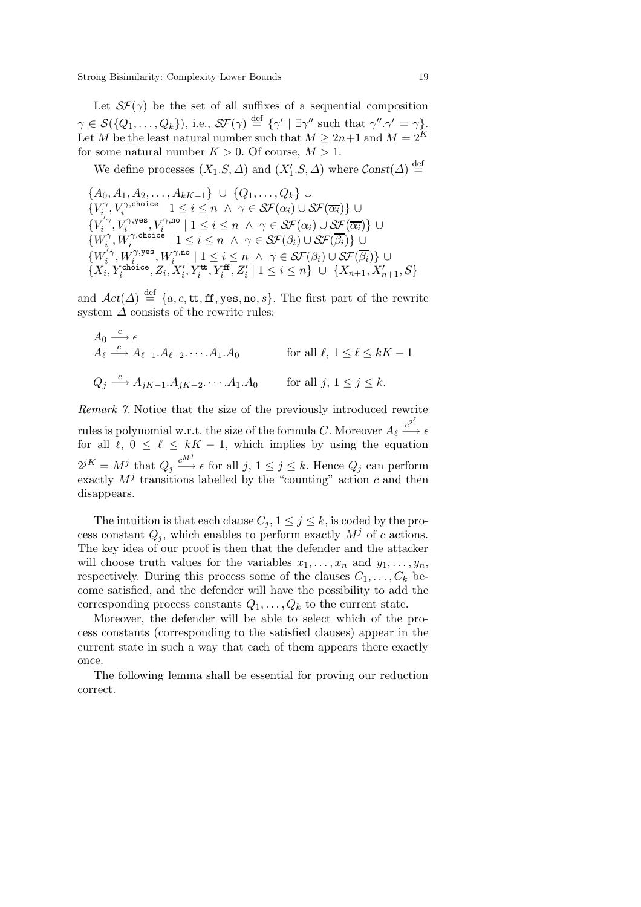Let $\mathcal{SF}(\gamma)$ be the set of all suffixes of a sequential composition $\gamma \in \mathcal{S}(\{Q_1, \ldots, Q_k\})$, i.e., $\mathcal{SF}(\gamma) \stackrel{\text{def}}{=} \{\gamma' \mid \exists \gamma'' \text{ such that } \gamma''.\gamma' = \gamma\}$. Let $M$ be the least natural number such that $M \geq 2n+1$ and $M = 2^K$ for some natural number $K > 0$. Of course, $M > 1$.

We define processes $(X_1.S, \Delta)$ and $(X'_1.S, \Delta)$ where $\mathcal{C}onst(\Delta) \stackrel{\text{def}}{=}$

$$
\begin{aligned}
&\{A_0, A_1, A_2, \ldots, A_{kK-1}\} \;\cup\; \{Q_1, \ldots, Q_k\} \;\cup \\
&\{V_i^{\gamma}, V_i^{\gamma,\texttt{choice}} \mid 1 \leq i \leq n \;\wedge\; \gamma \in \mathcal{SF}(\alpha_i) \cup \mathcal{SF}(\overline{\alpha_i})\} \;\cup \\
&\{V_i'^{\gamma}, V_i^{\gamma,\texttt{yes}}, V_i^{\gamma,\texttt{no}} \mid 1 \leq i \leq n \;\wedge\; \gamma \in \mathcal{SF}(\alpha_i) \cup \mathcal{SF}(\overline{\alpha_i})\} \;\cup \\
&\{W_i^{\gamma}, W_i^{\gamma,\texttt{choice}} \mid 1 \leq i \leq n \;\wedge\; \gamma \in \mathcal{SF}(\beta_i) \cup \mathcal{SF}(\overline{\beta_i})\} \;\cup \\
&\{W_i'^{\gamma}, W_i^{\gamma,\texttt{yes}}, W_i^{\gamma,\texttt{no}} \mid 1 \leq i \leq n \;\wedge\; \gamma \in \mathcal{SF}(\beta_i) \cup \mathcal{SF}(\overline{\beta_i})\} \;\cup \\
&\{X_i, Y_i^{\texttt{choice}}, Z_i, X'_i, Y_i^{\texttt{tt}}, Y_i^{\texttt{ff}}, Z'_i \mid 1 \leq i \leq n\} \;\cup\; \{X_{n+1}, X'_{n+1}, S\}
\end{aligned}
$$

and $\mathcal{A}ct(\Delta) \stackrel{\text{def}}{=} \{a, c, \texttt{tt}, \texttt{ff}, \texttt{yes}, \texttt{no}, s\}$. The first part of the rewrite system $\Delta$ consists of the rewrite rules:

$$
\begin{aligned}
&A_0 \xrightarrow{c} \epsilon \\
&A_\ell \xrightarrow{c} A_{\ell-1}.A_{\ell-2}.\cdots.A_1.A_0 \qquad && \text{for all } \ell,\ 1 \leq \ell \leq kK-1 \\
&Q_j \xrightarrow{c} A_{jK-1}.A_{jK-2}.\cdots.A_1.A_0 \qquad && \text{for all } j,\ 1 \leq j \leq k.
\end{aligned}
$$

*Remark 7.* Notice that the size of the previously introduced rewrite rules is polynomial w.r.t. the size of the formula $C$. Moreover $A_\ell \xrightarrow{c^{2^\ell}} \epsilon$ for all $\ell$, $0 \leq \ell \leq kK-1$, which implies by using the equation $2^{jK} = M^j$ that $Q_j \xrightarrow{c^{M^j}} \epsilon$ for all $j$, $1 \leq j \leq k$. Hence $Q_j$ can perform exactly $M^j$ transitions labelled by the "counting" action $c$ and then disappears.

The intuition is that each clause $C_j$, $1 \leq j \leq k$, is coded by the process constant $Q_j$, which enables to perform exactly $M^j$ of $c$ actions. The key idea of our proof is then that the defender and the attacker will choose truth values for the variables $x_1, \ldots, x_n$ and $y_1, \ldots, y_n$, respectively. During this process some of the clauses $C_1, \ldots, C_k$ become satisfied, and the defender will have the possibility to add the corresponding process constants $Q_1, \ldots, Q_k$ to the current state.

Moreover, the defender will be able to select which of the process constants (corresponding to the satisfied clauses) appear in the current state in such a way that each of them appears there exactly once.

The following lemma shall be essential for proving our reduction correct.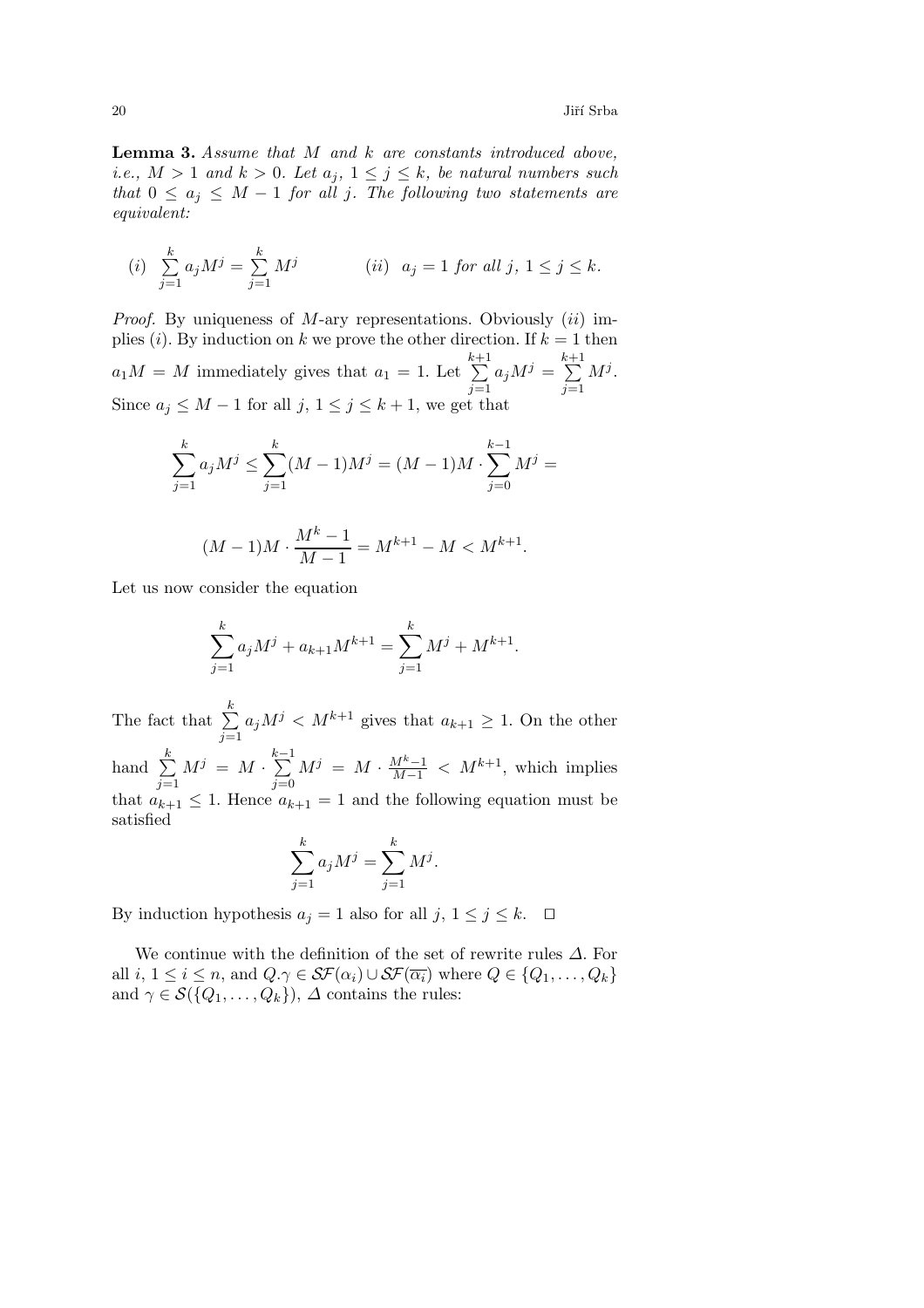**Lemma 3.** *Assume that $M$ and $k$ are constants introduced above, i.e., $M > 1$ and $k > 0$. Let $a_j$, $1 \le j \le k$, be natural numbers such that $0 \le a_j \le M - 1$ for all $j$. The following two statements are equivalent:*

$$(i) \ \ \sum_{j=1}^{k} a_j M^j = \sum_{j=1}^{k} M^j \qquad\qquad (ii) \ \ a_j = 1 \textit{ for all } j,\ 1 \le j \le k.$$

*Proof.* By uniqueness of $M$-ary representations. Obviously $(ii)$ implies $(i)$. By induction on $k$ we prove the other direction. If $k = 1$ then $a_1 M = M$ immediately gives that $a_1 = 1$. Let $\sum_{j=1}^{k+1} a_j M^j = \sum_{j=1}^{k+1} M^j$. Since $a_j \le M - 1$ for all $j$, $1 \le j \le k+1$, we get that

$$\sum_{j=1}^{k} a_j M^j \le \sum_{j=1}^{k} (M-1) M^j = (M-1)M \cdot \sum_{j=0}^{k-1} M^j =$$

$$(M-1)M \cdot \frac{M^k - 1}{M - 1} = M^{k+1} - M < M^{k+1}.$$

Let us now consider the equation

$$\sum_{j=1}^{k} a_j M^j + a_{k+1} M^{k+1} = \sum_{j=1}^{k} M^j + M^{k+1}.$$

The fact that $\sum_{j=1}^{k} a_j M^j < M^{k+1}$ gives that $a_{k+1} \ge 1$. On the other hand $\sum_{j=1}^{k} M^j = M \cdot \sum_{j=0}^{k-1} M^j = M \cdot \frac{M^k - 1}{M-1} < M^{k+1}$, which implies that $a_{k+1} \le 1$. Hence $a_{k+1} = 1$ and the following equation must be satisfied

$$\sum_{j=1}^{k} a_j M^j = \sum_{j=1}^{k} M^j.$$

By induction hypothesis $a_j = 1$ also for all $j$, $1 \le j \le k$. $\square$

We continue with the definition of the set of rewrite rules $\Delta$. For all $i$, $1 \le i \le n$, and $Q.\gamma \in \mathcal{SF}(\alpha_i) \cup \mathcal{SF}(\overline{\alpha_i})$ where $Q \in \{Q_1, \ldots, Q_k\}$ and $\gamma \in \mathcal{S}(\{Q_1, \ldots, Q_k\})$, $\Delta$ contains the rules: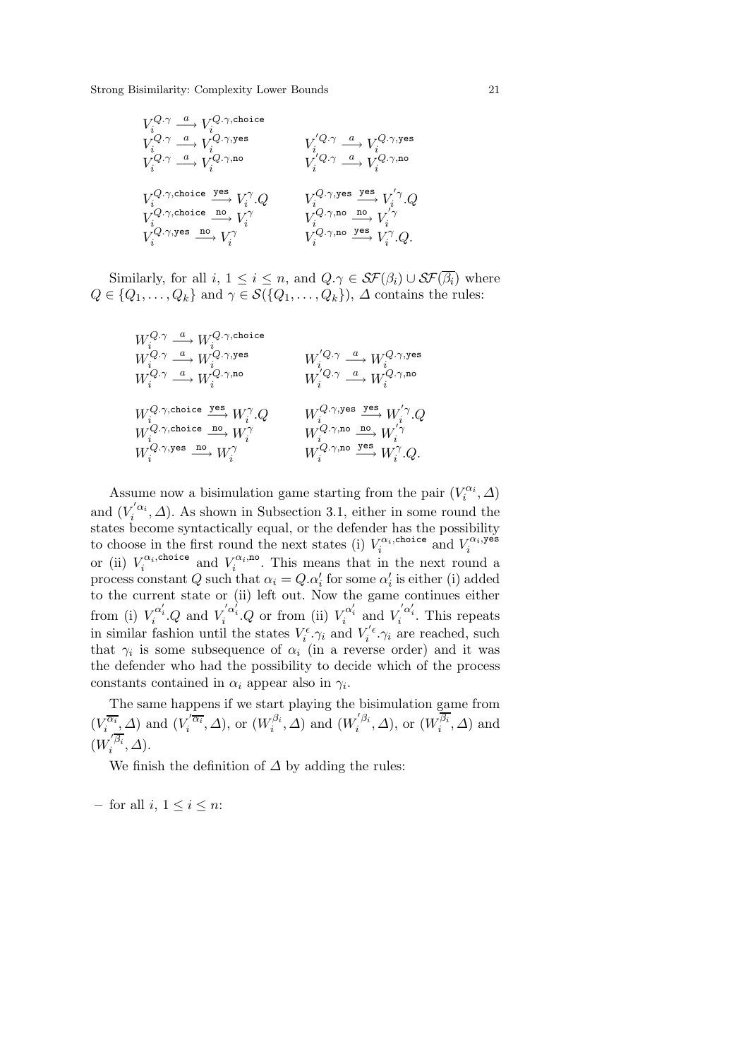$$
\begin{array}{ll}
V_i^{Q.\gamma} \xrightarrow{a} V_i^{Q.\gamma,\texttt{choice}} & \\
V_i^{Q.\gamma} \xrightarrow{a} V_i^{Q.\gamma,\texttt{yes}} & V_i^{'Q.\gamma} \xrightarrow{a} V_i^{Q.\gamma,\texttt{yes}} \\
V_i^{Q.\gamma} \xrightarrow{a} V_i^{Q.\gamma,\texttt{no}} & V_i^{'Q.\gamma} \xrightarrow{a} V_i^{Q.\gamma,\texttt{no}} \\
& \\
V_i^{Q.\gamma,\texttt{choice}} \xrightarrow{\texttt{yes}} V_i^{\gamma}.Q & V_i^{Q.\gamma,\texttt{yes}} \xrightarrow{\texttt{yes}} V_i^{'\gamma}.Q \\
V_i^{Q.\gamma,\texttt{choice}} \xrightarrow{\texttt{no}} V_i^{\gamma} & V_i^{Q.\gamma,\texttt{no}} \xrightarrow{\texttt{no}} V_i^{'\gamma} \\
V_i^{Q.\gamma,\texttt{yes}} \xrightarrow{\texttt{no}} V_i^{\gamma} & V_i^{Q.\gamma,\texttt{no}} \xrightarrow{\texttt{yes}} V_i^{\gamma}.Q.
\end{array}
$$

Similarly, for all $i$, $1 \leq i \leq n$, and $Q.\gamma \in \mathcal{SF}(\beta_i) \cup \mathcal{SF}(\overline{\beta_i})$ where $Q \in \{Q_1, \ldots, Q_k\}$ and $\gamma \in \mathcal{S}(\{Q_1, \ldots, Q_k\})$, $\Delta$ contains the rules:

$$
\begin{array}{ll}
W_i^{Q.\gamma} \xrightarrow{a} W_i^{Q.\gamma,\texttt{choice}} & \\
W_i^{Q.\gamma} \xrightarrow{a} W_i^{Q.\gamma,\texttt{yes}} & W_i^{'Q.\gamma} \xrightarrow{a} W_i^{Q.\gamma,\texttt{yes}} \\
W_i^{Q.\gamma} \xrightarrow{a} W_i^{Q.\gamma,\texttt{no}} & W_i^{'Q.\gamma} \xrightarrow{a} W_i^{Q.\gamma,\texttt{no}} \\
& \\
W_i^{Q.\gamma,\texttt{choice}} \xrightarrow{\texttt{yes}} W_i^{\gamma}.Q & W_i^{Q.\gamma,\texttt{yes}} \xrightarrow{\texttt{yes}} W_i^{'\gamma}.Q \\
W_i^{Q.\gamma,\texttt{choice}} \xrightarrow{\texttt{no}} W_i^{\gamma} & W_i^{Q.\gamma,\texttt{no}} \xrightarrow{\texttt{no}} W_i^{'\gamma} \\
W_i^{Q.\gamma,\texttt{yes}} \xrightarrow{\texttt{no}} W_i^{\gamma} & W_i^{Q.\gamma,\texttt{no}} \xrightarrow{\texttt{yes}} W_i^{\gamma}.Q.
\end{array}
$$

Assume now a bisimulation game starting from the pair $(V_i^{\alpha_i}, \Delta)$ and $(V_i^{'\alpha_i}, \Delta)$. As shown in Subsection 3.1, either in some round the states become syntactically equal, or the defender has the possibility to choose in the first round the next states (i) $V_i^{\alpha_i,\texttt{choice}}$ and $V_i^{\alpha_i,\texttt{yes}}$ or (ii) $V_i^{\alpha_i,\texttt{choice}}$ and $V_i^{\alpha_i,\texttt{no}}$. This means that in the next round a process constant $Q$ such that $\alpha_i = Q.\alpha_i'$ for some $\alpha_i'$ is either (i) added to the current state or (ii) left out. Now the game continues either from (i) $V_i^{\alpha_i'}.Q$ and $V_i^{'\alpha_i'}.Q$ or from (ii) $V_i^{\alpha_i'}$ and $V_i^{'\alpha_i'}$. This repeats in similar fashion until the states $V_i^{\epsilon}.\gamma_i$ and $V_i^{'\epsilon}.\gamma_i$ are reached, such that $\gamma_i$ is some subsequence of $\alpha_i$ (in a reverse order) and it was the defender who had the possibility to decide which of the process constants contained in $\alpha_i$ appear also in $\gamma_i$.

The same happens if we start playing the bisimulation game from $(V_i^{\overline{\alpha_i}}, \Delta)$ and $(V_i^{'\overline{\alpha_i}}, \Delta)$, or $(W_i^{\beta_i}, \Delta)$ and $(W_i^{'\beta_i}, \Delta)$, or $(W_i^{\overline{\beta_i}}, \Delta)$ and $(W_i^{'\overline{\beta_i}}, \Delta)$.

We finish the definition of $\Delta$ by adding the rules:

– for all $i$, $1 \leq i \leq n$: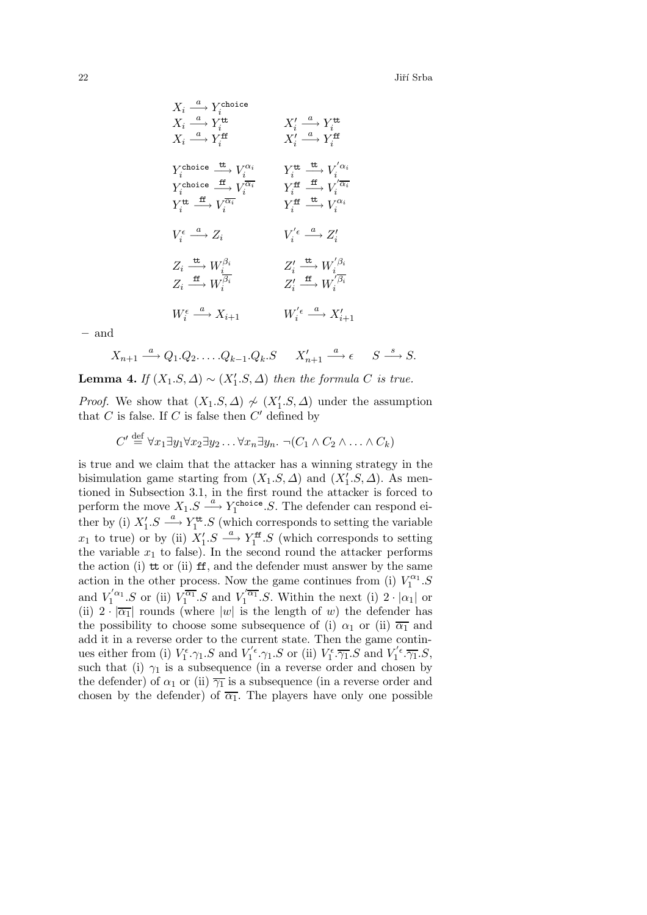$$
\begin{array}{ll}
X_i \stackrel{a}{\longrightarrow} Y_i^{\mathtt{choice}} & \\
X_i \stackrel{a}{\longrightarrow} Y_i^{\mathtt{tt}} & X'_i \stackrel{a}{\longrightarrow} Y_i^{\mathtt{tt}} \\
X_i \stackrel{a}{\longrightarrow} Y_i^{\mathtt{ff}} & X'_i \stackrel{a}{\longrightarrow} Y_i^{\mathtt{ff}} \\
& \\
Y_i^{\mathtt{choice}} \stackrel{\mathtt{tt}}{\longrightarrow} V_i^{\alpha_i} & Y_i^{\mathtt{tt}} \stackrel{\mathtt{tt}}{\longrightarrow} V_i'^{\alpha_i} \\
Y_i^{\mathtt{choice}} \stackrel{\mathtt{ff}}{\longrightarrow} V_i^{\overline{\alpha_i}} & Y_i^{\mathtt{ff}} \stackrel{\mathtt{ff}}{\longrightarrow} V_i'^{\overline{\alpha_i}} \\
Y_i^{\mathtt{tt}} \stackrel{\mathtt{ff}}{\longrightarrow} V_i^{\overline{\alpha_i}} & Y_i^{\mathtt{ff}} \stackrel{\mathtt{tt}}{\longrightarrow} V_i^{\alpha_i} \\
& \\
V_i^{\epsilon} \stackrel{a}{\longrightarrow} Z_i & V_i'^{\epsilon} \stackrel{a}{\longrightarrow} Z'_i \\
& \\
Z_i \stackrel{\mathtt{tt}}{\longrightarrow} W_i^{\beta_i} & Z'_i \stackrel{\mathtt{tt}}{\longrightarrow} W_i'^{\beta_i} \\
Z_i \stackrel{\mathtt{ff}}{\longrightarrow} W_i^{\overline{\beta_i}} & Z'_i \stackrel{\mathtt{ff}}{\longrightarrow} W_i'^{\overline{\beta_i}} \\
& \\
W_i^{\epsilon} \stackrel{a}{\longrightarrow} X_{i+1} & W_i'^{\epsilon} \stackrel{a}{\longrightarrow} X'_{i+1}
\end{array}
$$

– and

$$X_{n+1} \stackrel{a}{\longrightarrow} Q_1.Q_2.\ldots.Q_{k-1}.Q_k.S \qquad X'_{n+1} \stackrel{a}{\longrightarrow} \epsilon \qquad S \stackrel{s}{\longrightarrow} S.$$

**Lemma 4.** *If $(X_1.S, \Delta) \sim (X'_1.S, \Delta)$ then the formula $C$ is true.*

*Proof.* We show that $(X_1.S, \Delta) \not\sim (X'_1.S, \Delta)$ under the assumption that $C$ is false. If $C$ is false then $C'$ defined by

$$C' \stackrel{\text{def}}{=} \forall x_1 \exists y_1 \forall x_2 \exists y_2 \ldots \forall x_n \exists y_n.\ \neg(C_1 \wedge C_2 \wedge \ldots \wedge C_k)$$

is true and we claim that the attacker has a winning strategy in the bisimulation game starting from $(X_1.S, \Delta)$ and $(X'_1.S, \Delta)$. As mentioned in Subsection 3.1, in the first round the attacker is forced to perform the move $X_1.S \stackrel{a}{\longrightarrow} Y_1^{\mathtt{choice}}.S$. The defender can respond either by (i) $X'_1.S \stackrel{a}{\longrightarrow} Y_1^{\mathtt{tt}}.S$ (which corresponds to setting the variable $x_1$ to true) or by (ii) $X'_1.S \stackrel{a}{\longrightarrow} Y_1^{\mathtt{ff}}.S$ (which corresponds to setting the variable $x_1$ to false). In the second round the attacker performs the action (i) $\mathtt{tt}$ or (ii) $\mathtt{ff}$, and the defender must answer by the same action in the other process. Now the game continues from (i) $V_1^{\alpha_1}.S$ and $V_1'^{\alpha_1}.S$ or (ii) $V_1^{\overline{\alpha_1}}.S$ and $V_1'^{\overline{\alpha_1}}.S$. Within the next (i) $2 \cdot |\alpha_1|$ or (ii) $2 \cdot |\overline{\alpha_1}|$ rounds (where $|w|$ is the length of $w$) the defender has the possibility to choose some subsequence of (i) $\alpha_1$ or (ii) $\overline{\alpha_1}$ and add it in a reverse order to the current state. Then the game continues either from (i) $V_1^{\epsilon}.\gamma_1.S$ and $V_1'^{\epsilon}.\gamma_1.S$ or (ii) $V_1^{\epsilon}.\overline{\gamma_1}.S$ and $V_1'^{\epsilon}.\overline{\gamma_1}.S$, such that (i) $\gamma_1$ is a subsequence (in a reverse order and chosen by the defender) of $\alpha_1$ or (ii) $\overline{\gamma_1}$ is a subsequence (in a reverse order and chosen by the defender) of $\overline{\alpha_1}$. The players have only one possible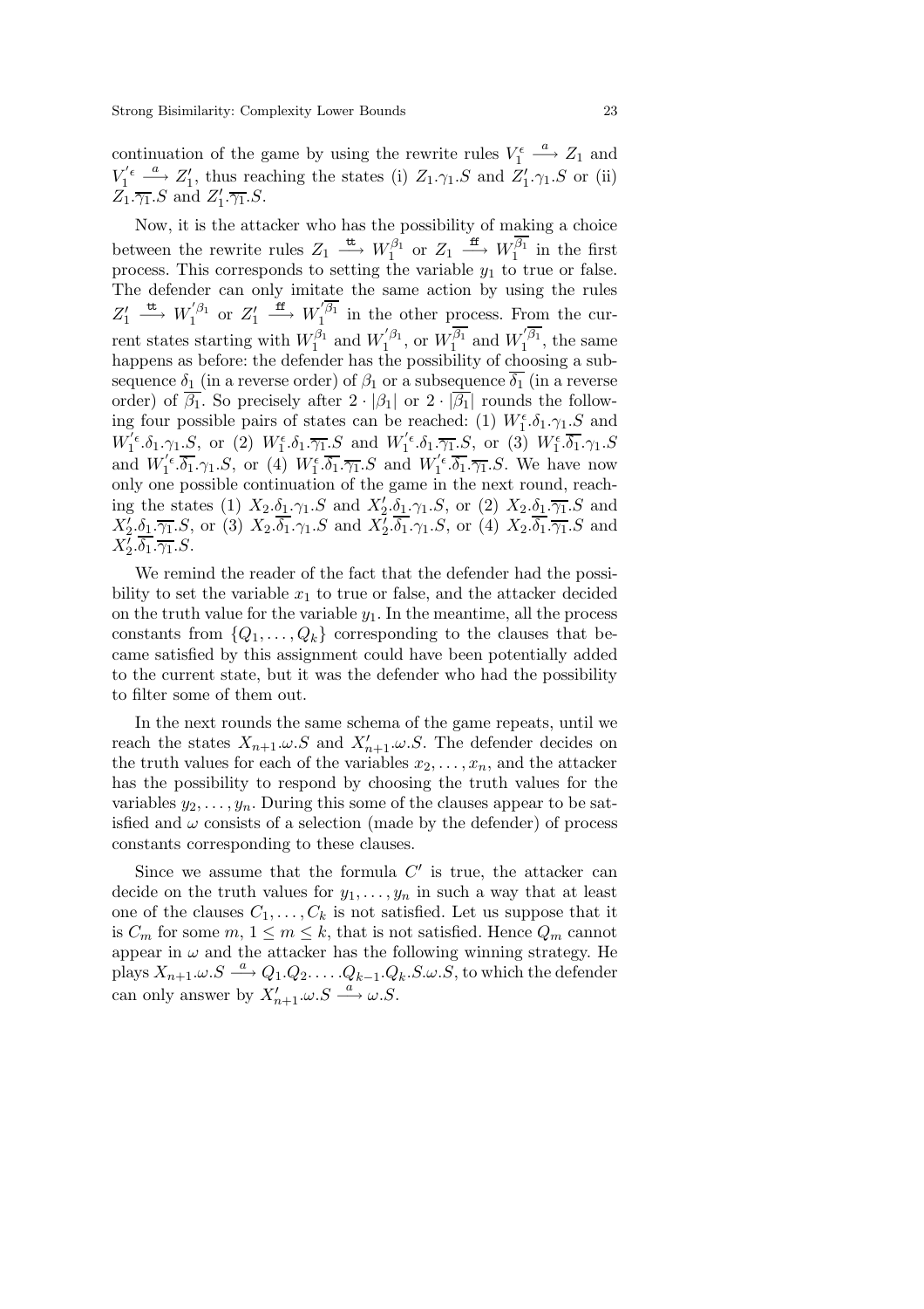continuation of the game by using the rewrite rules $V_1^{\epsilon} \overset{a}{\longrightarrow} Z_1$ and $V_1^{'\epsilon} \overset{a}{\longrightarrow} Z_1'$, thus reaching the states (i) $Z_1.\gamma_1.S$ and $Z_1'.\gamma_1.S$ or (ii) $Z_1.\overline{\gamma_1}.S$ and $Z_1'.\overline{\gamma_1}.S$.

Now, it is the attacker who has the possibility of making a choice between the rewrite rules $Z_1 \overset{\mathtt{tt}}{\longrightarrow} W_1^{\beta_1}$ or $Z_1 \overset{\mathtt{ff}}{\longrightarrow} W_1^{\overline{\beta_1}}$ in the first process. This corresponds to setting the variable $y_1$ to true or false. The defender can only imitate the same action by using the rules $Z_1' \overset{\mathtt{tt}}{\longrightarrow} W_1^{'\beta_1}$ or $Z_1' \overset{\mathtt{ff}}{\longrightarrow} W_1^{'\overline{\beta_1}}$ in the other process. From the current states starting with $W_1^{\beta_1}$ and $W_1^{'\beta_1}$, or $W_1^{\overline{\beta_1}}$ and $W_1^{'\overline{\beta_1}}$, the same happens as before: the defender has the possibility of choosing a subsequence $\delta_1$ (in a reverse order) of $\beta_1$ or a subsequence $\overline{\delta_1}$ (in a reverse order) of $\overline{\beta_1}$. So precisely after $2 \cdot |\beta_1|$ or $2 \cdot |\overline{\beta_1}|$ rounds the following four possible pairs of states can be reached: (1) $W_1^{\epsilon}.\delta_1.\gamma_1.S$ and $W_1^{'\epsilon}.\delta_1.\gamma_1.S$, or (2) $W_1^{\epsilon}.\delta_1.\overline{\gamma_1}.S$ and $W_1^{'\epsilon}.\delta_1.\overline{\gamma_1}.S$, or (3) $W_1^{\epsilon}.\overline{\delta_1}.\gamma_1.S$ and $W_1^{'\epsilon}.\overline{\delta_1}.\gamma_1.S$, or (4) $W_1^{\epsilon}.\overline{\delta_1}.\overline{\gamma_1}.S$ and $W_1^{'\epsilon}.\overline{\delta_1}.\overline{\gamma_1}.S$. We have now only one possible continuation of the game in the next round, reaching the states (1) $X_2.\delta_1.\gamma_1.S$ and $X_2'.\delta_1.\gamma_1.S$, or (2) $X_2.\delta_1.\overline{\gamma_1}.S$ and $X_2'.\delta_1.\overline{\gamma_1}.S$, or (3) $X_2.\overline{\delta_1}.\gamma_1.S$ and $X_2'.\overline{\delta_1}.\gamma_1.S$, or (4) $X_2.\overline{\delta_1}.\overline{\gamma_1}.S$ and $X_2'.\overline{\delta_1}.\overline{\gamma_1}.S$.

We remind the reader of the fact that the defender had the possibility to set the variable $x_1$ to true or false, and the attacker decided on the truth value for the variable $y_1$. In the meantime, all the process constants from $\{Q_1, \ldots, Q_k\}$ corresponding to the clauses that became satisfied by this assignment could have been potentially added to the current state, but it was the defender who had the possibility to filter some of them out.

In the next rounds the same schema of the game repeats, until we reach the states $X_{n+1}.\omega.S$ and $X_{n+1}'.\omega.S$. The defender decides on the truth values for each of the variables $x_2, \ldots, x_n$, and the attacker has the possibility to respond by choosing the truth values for the variables $y_2, \ldots, y_n$. During this some of the clauses appear to be satisfied and $\omega$ consists of a selection (made by the defender) of process constants corresponding to these clauses.

Since we assume that the formula $C'$ is true, the attacker can decide on the truth values for $y_1, \ldots, y_n$ in such a way that at least one of the clauses $C_1, \ldots, C_k$ is not satisfied. Let us suppose that it is $C_m$ for some $m$, $1 \leq m \leq k$, that is not satisfied. Hence $Q_m$ cannot appear in $\omega$ and the attacker has the following winning strategy. He plays $X_{n+1}.\omega.S \overset{a}{\longrightarrow} Q_1.Q_2.\ldots.Q_{k-1}.Q_k.S.\omega.S$, to which the defender can only answer by $X_{n+1}'.\omega.S \overset{a}{\longrightarrow} \omega.S$.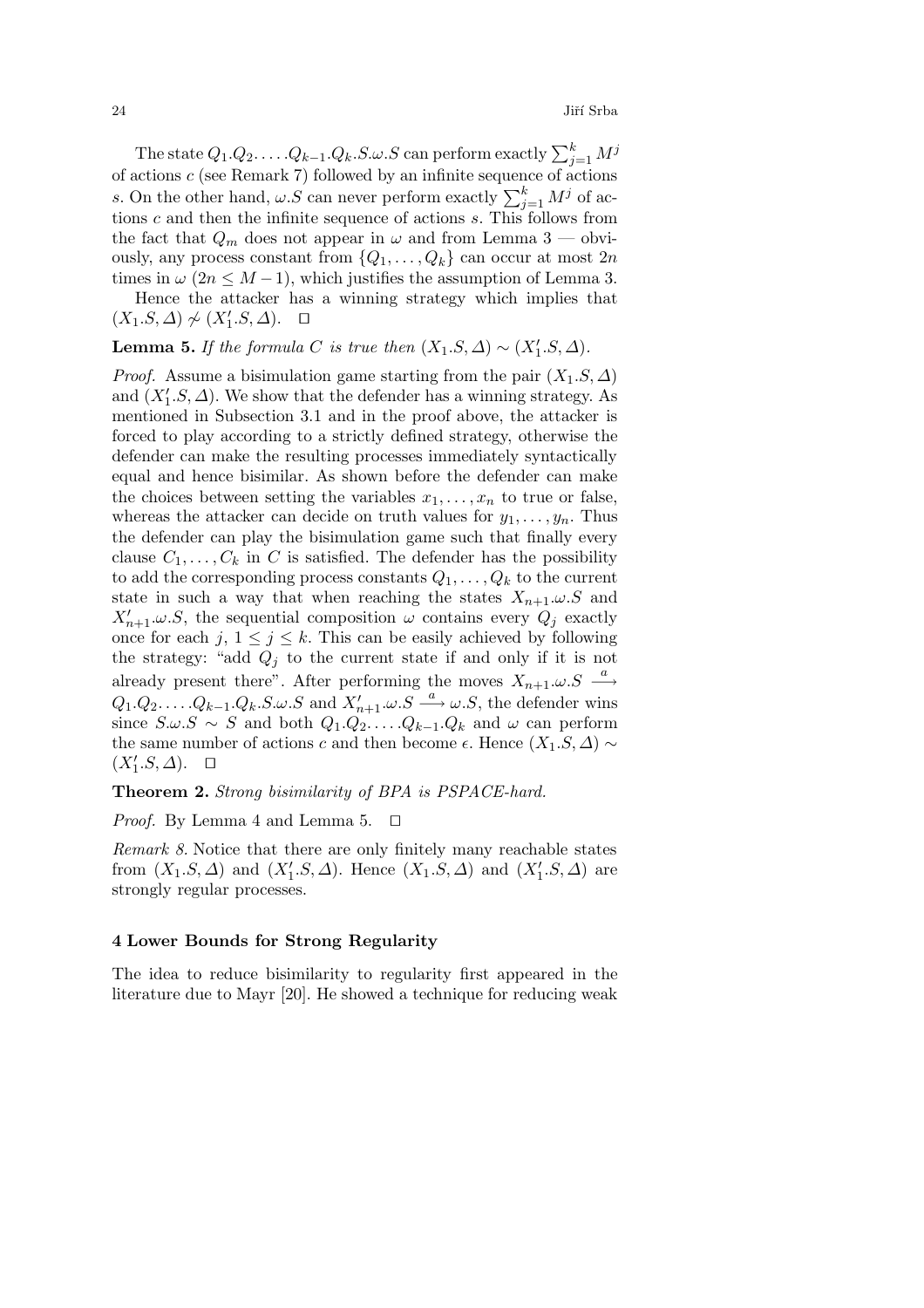The state $Q_1.Q_2.\ldots.Q_{k-1}.Q_k.S.\omega.S$ can perform exactly $\sum_{j=1}^{k} M^j$ of actions $c$ (see Remark 7) followed by an infinite sequence of actions $s$. On the other hand, $\omega.S$ can never perform exactly $\sum_{j=1}^{k} M^j$ of actions $c$ and then the infinite sequence of actions $s$. This follows from the fact that $Q_m$ does not appear in $\omega$ and from Lemma 3 — obviously, any process constant from $\{Q_1,\ldots,Q_k\}$ can occur at most $2n$ times in $\omega$ ($2n \leq M-1$), which justifies the assumption of Lemma 3.

Hence the attacker has a winning strategy which implies that $(X_1.S,\Delta) \not\sim (X'_1.S,\Delta)$. $\square$

**Lemma 5.** *If the formula $C$ is true then $(X_1.S,\Delta) \sim (X'_1.S,\Delta)$.*

*Proof.* Assume a bisimulation game starting from the pair $(X_1.S,\Delta)$ and $(X'_1.S,\Delta)$. We show that the defender has a winning strategy. As mentioned in Subsection 3.1 and in the proof above, the attacker is forced to play according to a strictly defined strategy, otherwise the defender can make the resulting processes immediately syntactically equal and hence bisimilar. As shown before the defender can make the choices between setting the variables $x_1,\ldots,x_n$ to true or false, whereas the attacker can decide on truth values for $y_1,\ldots,y_n$. Thus the defender can play the bisimulation game such that finally every clause $C_1,\ldots,C_k$ in $C$ is satisfied. The defender has the possibility to add the corresponding process constants $Q_1,\ldots,Q_k$ to the current state in such a way that when reaching the states $X_{n+1}.\omega.S$ and $X'_{n+1}.\omega.S$, the sequential composition $\omega$ contains every $Q_j$ exactly once for each $j$, $1 \leq j \leq k$. This can be easily achieved by following the strategy: "add $Q_j$ to the current state if and only if it is not already present there". After performing the moves $X_{n+1}.\omega.S \stackrel{a}{\longrightarrow} Q_1.Q_2.\ldots.Q_{k-1}.Q_k.S.\omega.S$ and $X'_{n+1}.\omega.S \stackrel{a}{\longrightarrow} \omega.S$, the defender wins since $S.\omega.S \sim S$ and both $Q_1.Q_2.\ldots.Q_{k-1}.Q_k$ and $\omega$ can perform the same number of actions $c$ and then become $\epsilon$. Hence $(X_1.S,\Delta) \sim (X'_1.S,\Delta)$. $\square$

**Theorem 2.** *Strong bisimilarity of BPA is PSPACE-hard.*

*Proof.* By Lemma 4 and Lemma 5. $\square$

*Remark 8.* Notice that there are only finitely many reachable states from $(X_1.S,\Delta)$ and $(X'_1.S,\Delta)$. Hence $(X_1.S,\Delta)$ and $(X'_1.S,\Delta)$ are strongly regular processes.

## 4 Lower Bounds for Strong Regularity

The idea to reduce bisimilarity to regularity first appeared in the literature due to Mayr [20]. He showed a technique for reducing weak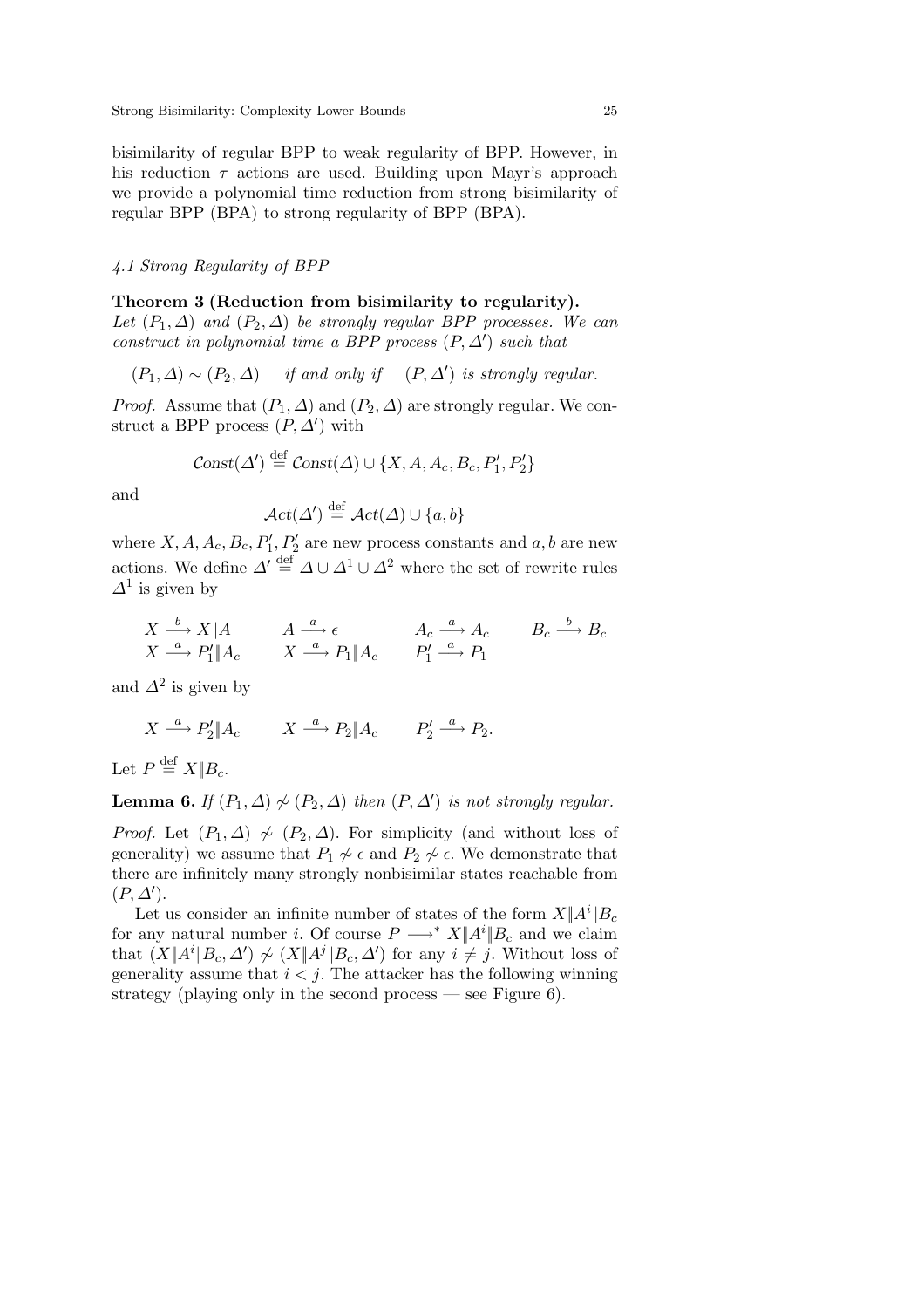bisimilarity of regular BPP to weak regularity of BPP. However, in his reduction $\tau$ actions are used. Building upon Mayr's approach we provide a polynomial time reduction from strong bisimilarity of regular BPP (BPA) to strong regularity of BPP (BPA).

### *4.1 Strong Regularity of BPP*

**Theorem 3 (Reduction from bisimilarity to regularity).** *Let $(P_1, \Delta)$ and $(P_2, \Delta)$ be strongly regular BPP processes. We can construct in polynomial time a BPP process $(P, \Delta')$ such that*

$$(P_1, \Delta) \sim (P_2, \Delta) \quad \text{if and only if} \quad (P, \Delta') \text{ is strongly regular.}$$

*Proof.* Assume that $(P_1, \Delta)$ and $(P_2, \Delta)$ are strongly regular. We construct a BPP process $(P, \Delta')$ with

$$\mathcal{C}onst(\Delta') \stackrel{\text{def}}{=} \mathcal{C}onst(\Delta) \cup \{X, A, A_c, B_c, P_1', P_2'\}$$

and

$$\mathcal{A}ct(\Delta') \stackrel{\text{def}}{=} \mathcal{A}ct(\Delta) \cup \{a, b\}$$

where $X, A, A_c, B_c, P_1', P_2'$ are new process constants and $a, b$ are new actions. We define $\Delta' \stackrel{\text{def}}{=} \Delta \cup \Delta^1 \cup \Delta^2$ where the set of rewrite rules $\Delta^1$ is given by

$$\begin{array}{llll} X \stackrel{b}{\longrightarrow} X \| A & A \stackrel{a}{\longrightarrow} \epsilon & A_c \stackrel{a}{\longrightarrow} A_c & B_c \stackrel{b}{\longrightarrow} B_c \\ X \stackrel{a}{\longrightarrow} P_1' \| A_c & X \stackrel{a}{\longrightarrow} P_1 \| A_c & P_1' \stackrel{a}{\longrightarrow} P_1 & \end{array}$$

and $\Delta^2$ is given by

$$X \stackrel{a}{\longrightarrow} P_2' \| A_c \qquad X \stackrel{a}{\longrightarrow} P_2 \| A_c \qquad P_2' \stackrel{a}{\longrightarrow} P_2.$$

Let $P \stackrel{\text{def}}{=} X \| B_c$.

**Lemma 6.** *If $(P_1, \Delta) \not\sim (P_2, \Delta)$ then $(P, \Delta')$ is not strongly regular.*

*Proof.* Let $(P_1, \Delta) \not\sim (P_2, \Delta)$. For simplicity (and without loss of generality) we assume that $P_1 \not\sim \epsilon$ and $P_2 \not\sim \epsilon$. We demonstrate that there are infinitely many strongly nonbisimilar states reachable from $(P, \Delta')$.

Let us consider an infinite number of states of the form $X \| A^i \| B_c$ for any natural number $i$. Of course $P \longrightarrow^* X \| A^i \| B_c$ and we claim that $(X \| A^i \| B_c, \Delta') \not\sim (X \| A^j \| B_c, \Delta')$ for any $i \neq j$. Without loss of generality assume that $i < j$. The attacker has the following winning strategy (playing only in the second process — see Figure 6).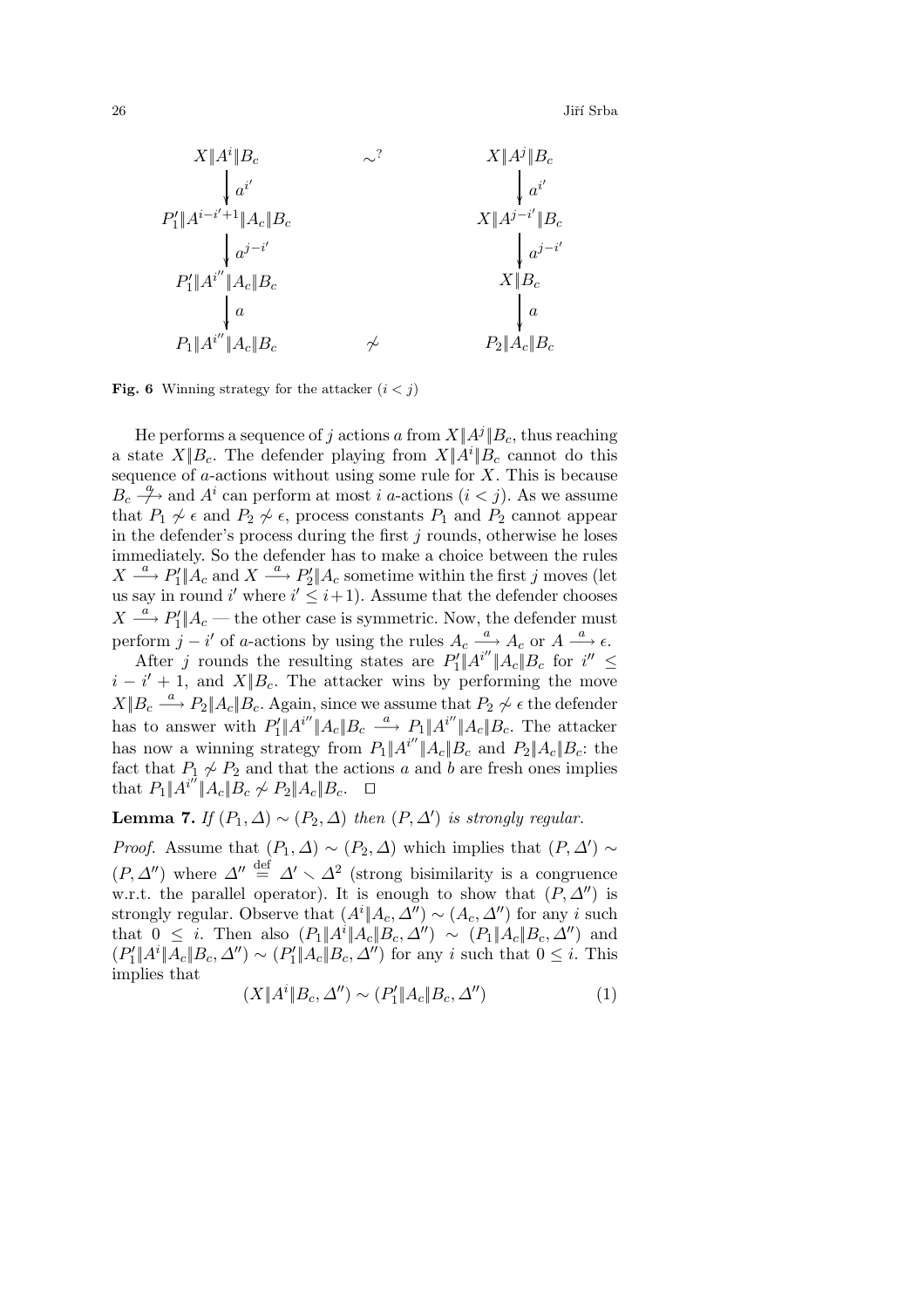$$
\begin{array}{ccc}
X\|A^i\|B_c & \sim^? & X\|A^j\|B_c \\
\downarrow a^{i'} & & \downarrow a^{i'} \\
P_1'\|A^{i-i'+1}\|A_c\|B_c & & X\|A^{j-i'}\|B_c \\
\downarrow a^{j-i'} & & \downarrow a^{j-i'} \\
P_1'\|A^{i''}\|A_c\|B_c & & X\|B_c \\
\downarrow a & & \downarrow a \\
P_1\|A^{i''}\|A_c\|B_c & \not\sim & P_2\|A_c\|B_c
\end{array}
$$

**Fig. 6** Winning strategy for the attacker ($i < j$)

He performs a sequence of $j$ actions $a$ from $X\|A^j\|B_c$, thus reaching a state $X\|B_c$. The defender playing from $X\|A^i\|B_c$ cannot do this sequence of $a$-actions without using some rule for $X$. This is because $B_c \stackrel{a}{\not\longrightarrow}$ and $A^i$ can perform at most $i$ $a$-actions ($i < j$). As we assume that $P_1 \not\sim \epsilon$ and $P_2 \not\sim \epsilon$, process constants $P_1$ and $P_2$ cannot appear in the defender's process during the first $j$ rounds, otherwise he loses immediately. So the defender has to make a choice between the rules $X \stackrel{a}{\longrightarrow} P_1'\|A_c$ and $X \stackrel{a}{\longrightarrow} P_2'\|A_c$ sometime within the first $j$ moves (let us say in round $i'$ where $i' \leq i+1$). Assume that the defender chooses $X \stackrel{a}{\longrightarrow} P_1'\|A_c$ — the other case is symmetric. Now, the defender must perform $j - i'$ of $a$-actions by using the rules $A_c \stackrel{a}{\longrightarrow} A_c$ or $A \stackrel{a}{\longrightarrow} \epsilon$.

After $j$ rounds the resulting states are $P_1'\|A^{i''}\|A_c\|B_c$ for $i'' \leq i - i' + 1$, and $X\|B_c$. The attacker wins by performing the move $X\|B_c \stackrel{a}{\longrightarrow} P_2\|A_c\|B_c$. Again, since we assume that $P_2 \not\sim \epsilon$ the defender has to answer with $P_1'\|A^{i''}\|A_c\|B_c \stackrel{a}{\longrightarrow} P_1\|A^{i''}\|A_c\|B_c$. The attacker has now a winning strategy from $P_1\|A^{i''}\|A_c\|B_c$ and $P_2\|A_c\|B_c$: the fact that $P_1 \not\sim P_2$ and that the actions $a$ and $b$ are fresh ones implies that $P_1\|A^{i''}\|A_c\|B_c \not\sim P_2\|A_c\|B_c$. $\square$

**Lemma 7.** *If $(P_1, \Delta) \sim (P_2, \Delta)$ then $(P, \Delta')$ is strongly regular.*

*Proof.* Assume that $(P_1, \Delta) \sim (P_2, \Delta)$ which implies that $(P, \Delta') \sim (P, \Delta'')$ where $\Delta'' \stackrel{\text{def}}{=} \Delta' \smallsetminus \Delta^2$ (strong bisimilarity is a congruence w.r.t. the parallel operator). It is enough to show that $(P, \Delta'')$ is strongly regular. Observe that $(A^i\|A_c, \Delta'') \sim (A_c, \Delta'')$ for any $i$ such that $0 \leq i$. Then also $(P_1\|A^i\|A_c\|B_c, \Delta'') \sim (P_1\|A_c\|B_c, \Delta'')$ and $(P_1'\|A^i\|A_c\|B_c, \Delta'') \sim (P_1'\|A_c\|B_c, \Delta'')$ for any $i$ such that $0 \leq i$. This implies that

$$(X\|A^i\|B_c, \Delta'') \sim (P_1'\|A_c\|B_c, \Delta'') \tag{1}$$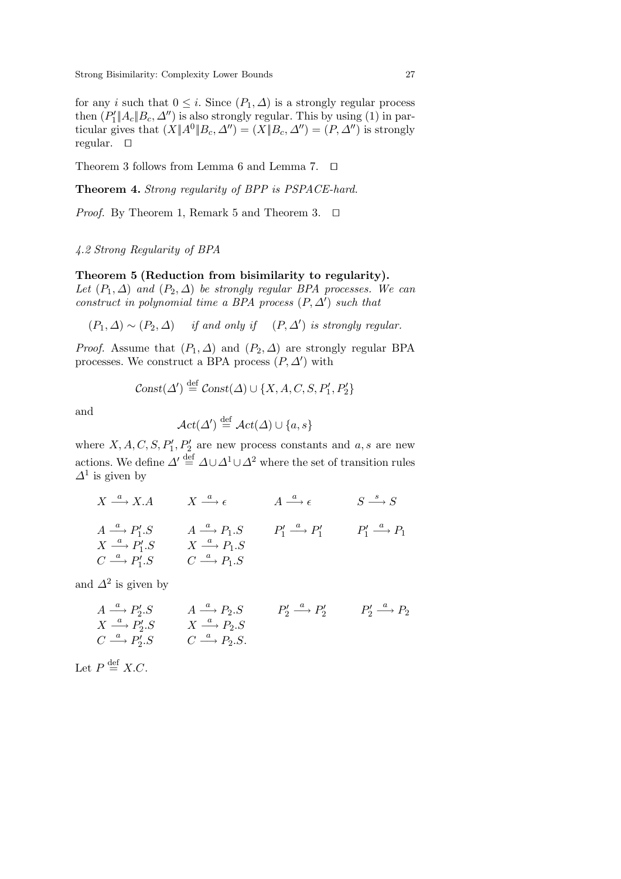for any $i$ such that $0 \leq i$. Since $(P_1, \Delta)$ is a strongly regular process then $(P_1' \| A_c \| B_c, \Delta'')$ is also strongly regular. This by using (1) in particular gives that $(X \| A^0 \| B_c, \Delta'') = (X \| B_c, \Delta'') = (P, \Delta'')$ is strongly regular. $\square$

Theorem 3 follows from Lemma 6 and Lemma 7. $\square$

**Theorem 4.** *Strong regularity of BPP is PSPACE-hard.*

*Proof.* By Theorem 1, Remark 5 and Theorem 3. $\square$

### *4.2 Strong Regularity of BPA*

**Theorem 5 (Reduction from bisimilarity to regularity).** *Let $(P_1, \Delta)$ and $(P_2, \Delta)$ be strongly regular BPA processes. We can construct in polynomial time a BPA process $(P, \Delta')$ such that*

$$(P_1, \Delta) \sim (P_2, \Delta) \quad \textit{if and only if} \quad (P, \Delta') \textit{ is strongly regular.}$$

*Proof.* Assume that $(P_1, \Delta)$ and $(P_2, \Delta)$ are strongly regular BPA processes. We construct a BPA process $(P, \Delta')$ with

$$\mathcal{C}onst(\Delta') \stackrel{\text{def}}{=} \mathcal{C}onst(\Delta) \cup \{X, A, C, S, P_1', P_2'\}$$

and

$$\mathcal{A}ct(\Delta') \stackrel{\text{def}}{=} \mathcal{A}ct(\Delta) \cup \{a, s\}$$

where $X, A, C, S, P_1', P_2'$ are new process constants and $a, s$ are new actions. We define $\Delta' \stackrel{\text{def}}{=} \Delta \cup \Delta^1 \cup \Delta^2$ where the set of transition rules $\Delta^1$ is given by

$$
\begin{array}{llll}
X \stackrel{a}{\longrightarrow} X.A & X \stackrel{a}{\longrightarrow} \epsilon & A \stackrel{a}{\longrightarrow} \epsilon & S \stackrel{s}{\longrightarrow} S \\[1em]
A \stackrel{a}{\longrightarrow} P_1'.S & A \stackrel{a}{\longrightarrow} P_1.S & P_1' \stackrel{a}{\longrightarrow} P_1' & P_1' \stackrel{a}{\longrightarrow} P_1 \\
X \stackrel{a}{\longrightarrow} P_1'.S & X \stackrel{a}{\longrightarrow} P_1.S & & \\
C \stackrel{a}{\longrightarrow} P_1'.S & C \stackrel{a}{\longrightarrow} P_1.S & &
\end{array}
$$

and $\Delta^2$ is given by

$$
\begin{array}{llll}
A \stackrel{a}{\longrightarrow} P_2'.S & A \stackrel{a}{\longrightarrow} P_2.S & P_2' \stackrel{a}{\longrightarrow} P_2' & P_2' \stackrel{a}{\longrightarrow} P_2 \\
X \stackrel{a}{\longrightarrow} P_2'.S & X \stackrel{a}{\longrightarrow} P_2.S & & \\
C \stackrel{a}{\longrightarrow} P_2'.S & C \stackrel{a}{\longrightarrow} P_2.S. & &
\end{array}
$$

Let $P \stackrel{\text{def}}{=} X.C$.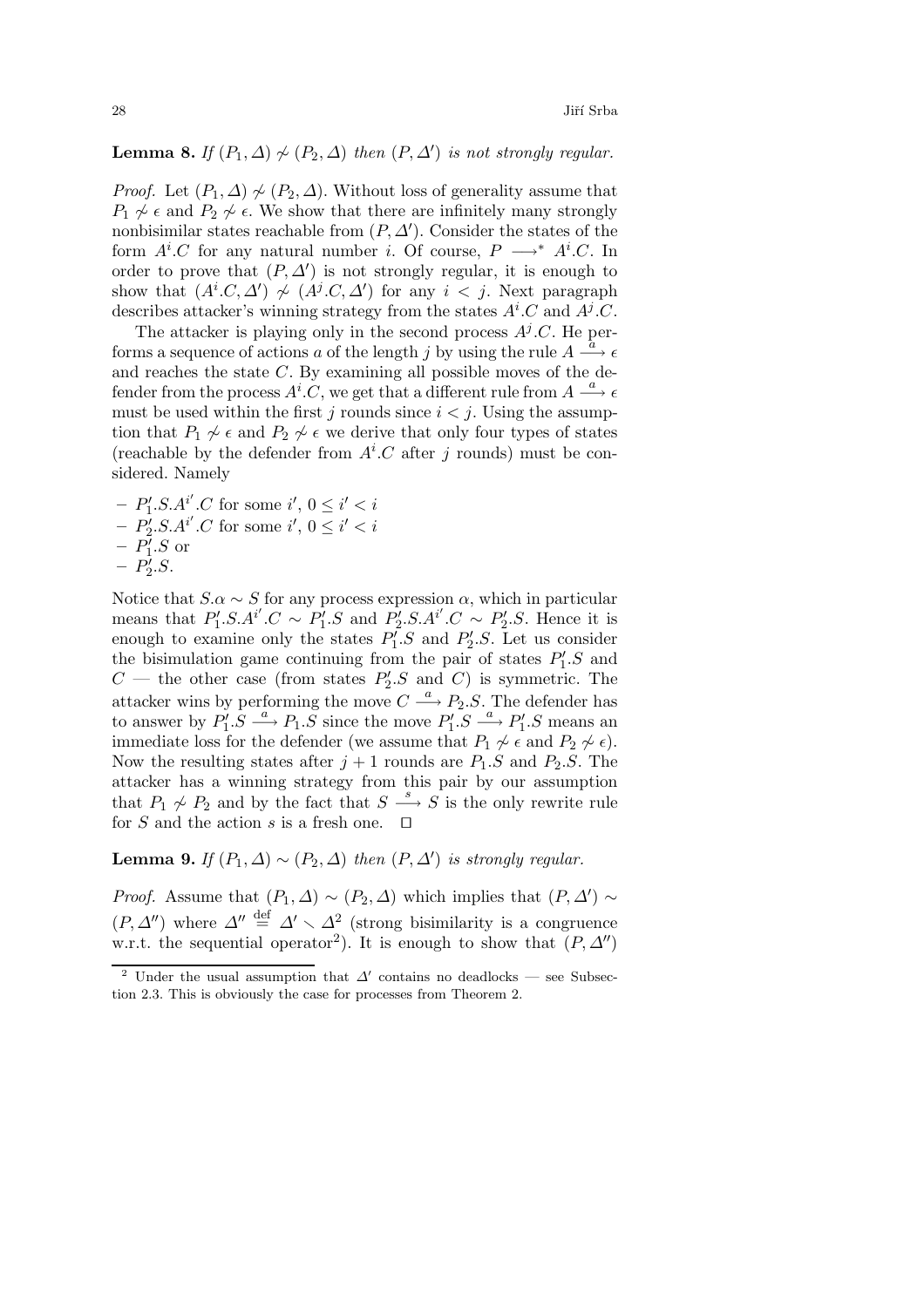**Lemma 8.** *If $(P_1, \Delta) \not\sim (P_2, \Delta)$ then $(P, \Delta')$ is not strongly regular.*

*Proof.* Let $(P_1, \Delta) \not\sim (P_2, \Delta)$. Without loss of generality assume that $P_1 \not\sim \epsilon$ and $P_2 \not\sim \epsilon$. We show that there are infinitely many strongly nonbisimilar states reachable from $(P, \Delta')$. Consider the states of the form $A^i.C$ for any natural number $i$. Of course, $P \longrightarrow^* A^i.C$. In order to prove that $(P, \Delta')$ is not strongly regular, it is enough to show that $(A^i.C, \Delta') \not\sim (A^j.C, \Delta')$ for any $i < j$. Next paragraph describes attacker's winning strategy from the states $A^i.C$ and $A^j.C$.

The attacker is playing only in the second process $A^j.C$. He performs a sequence of actions $a$ of the length $j$ by using the rule $A \stackrel{a}{\longrightarrow} \epsilon$ and reaches the state $C$. By examining all possible moves of the defender from the process $A^i.C$, we get that a different rule from $A \stackrel{a}{\longrightarrow} \epsilon$ must be used within the first $j$ rounds since $i < j$. Using the assumption that $P_1 \not\sim \epsilon$ and $P_2 \not\sim \epsilon$ we derive that only four types of states (reachable by the defender from $A^i.C$ after $j$ rounds) must be considered. Namely

- $P'_1.S.A^{i'}.C$ for some $i'$, $0 \le i' < i$
- $P'_2.S.A^{i'}.C$ for some $i'$, $0 \le i' < i$
- $P'_1.S$ or
- $P'_2.S$.

Notice that $S.\alpha \sim S$ for any process expression $\alpha$, which in particular means that $P'_1.S.A^{i'}.C \sim P'_1.S$ and $P'_2.S.A^{i'}.C \sim P'_2.S$. Hence it is enough to examine only the states $P'_1.S$ and $P'_2.S$. Let us consider the bisimulation game continuing from the pair of states $P'_1.S$ and $C$ — the other case (from states $P'_2.S$ and $C$) is symmetric. The attacker wins by performing the move $C \stackrel{a}{\longrightarrow} P_2.S$. The defender has to answer by $P'_1.S \stackrel{a}{\longrightarrow} P_1.S$ since the move $P'_1.S \stackrel{a}{\longrightarrow} P'_1.S$ means an immediate loss for the defender (we assume that $P_1 \not\sim \epsilon$ and $P_2 \not\sim \epsilon$). Now the resulting states after $j+1$ rounds are $P_1.S$ and $P_2.S$. The attacker has a winning strategy from this pair by our assumption that $P_1 \not\sim P_2$ and by the fact that $S \stackrel{s}{\longrightarrow} S$ is the only rewrite rule for $S$ and the action $s$ is a fresh one. $\square$

**Lemma 9.** *If $(P_1, \Delta) \sim (P_2, \Delta)$ then $(P, \Delta')$ is strongly regular.*

*Proof.* Assume that $(P_1, \Delta) \sim (P_2, \Delta)$ which implies that $(P, \Delta') \sim (P, \Delta'')$ where $\Delta'' \stackrel{\text{def}}{=} \Delta' \smallsetminus \Delta^2$ (strong bisimilarity is a congruence w.r.t. the sequential operator[2]). It is enough to show that $(P, \Delta'')$

[2] Under the usual assumption that $\Delta'$ contains no deadlocks — see Subsection 2.3. This is obviously the case for processes from Theorem 2.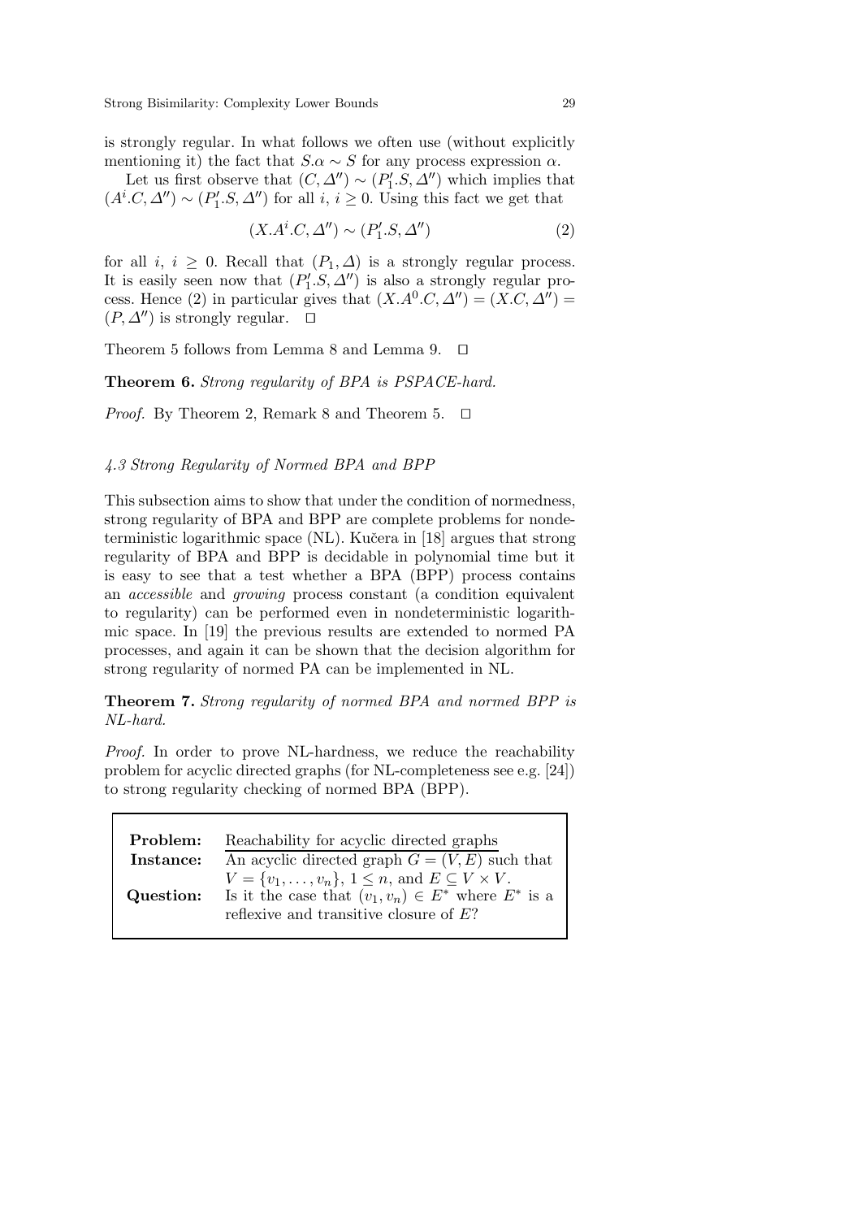is strongly regular. In what follows we often use (without explicitly mentioning it) the fact that $S.\alpha \sim S$ for any process expression $\alpha$.

Let us first observe that $(C, \Delta'') \sim (P_1'.S, \Delta'')$ which implies that $(A^i.C, \Delta'') \sim (P_1'.S, \Delta'')$ for all $i$, $i \geq 0$. Using this fact we get that

$$(X.A^i.C, \Delta'') \sim (P_1'.S, \Delta'') \tag{2}$$

for all $i$, $i \geq 0$. Recall that $(P_1, \Delta)$ is a strongly regular process. It is easily seen now that $(P_1'.S, \Delta'')$ is also a strongly regular process. Hence (2) in particular gives that $(X.A^0.C, \Delta'') = (X.C, \Delta'') = (P, \Delta'')$ is strongly regular. $\square$

Theorem 5 follows from Lemma 8 and Lemma 9. $\square$

**Theorem 6.** *Strong regularity of BPA is PSPACE-hard.*

*Proof.* By Theorem 2, Remark 8 and Theorem 5. $\square$

### *4.3 Strong Regularity of Normed BPA and BPP*

This subsection aims to show that under the condition of normedness, strong regularity of BPA and BPP are complete problems for nondeterministic logarithmic space (NL). Kučera in [18] argues that strong regularity of BPA and BPP is decidable in polynomial time but it is easy to see that a test whether a BPA (BPP) process contains an *accessible* and *growing* process constant (a condition equivalent to regularity) can be performed even in nondeterministic logarithmic space. In [19] the previous results are extended to normed PA processes, and again it can be shown that the decision algorithm for strong regularity of normed PA can be implemented in NL.

**Theorem 7.** *Strong regularity of normed BPA and normed BPP is NL-hard.*

*Proof.* In order to prove NL-hardness, we reduce the reachability problem for acyclic directed graphs (for NL-completeness see e.g. [24]) to strong regularity checking of normed BPA (BPP).

| | |
|---|---|
| **Problem:** | Reachability for acyclic directed graphs |
| **Instance:** | An acyclic directed graph $G = (V, E)$ such that $V = \{v_1, \dots, v_n\}$, $1 \leq n$, and $E \subseteq V \times V$. |
| **Question:** | Is it the case that $(v_1, v_n) \in E^*$ where $E^*$ is a reflexive and transitive closure of $E$? |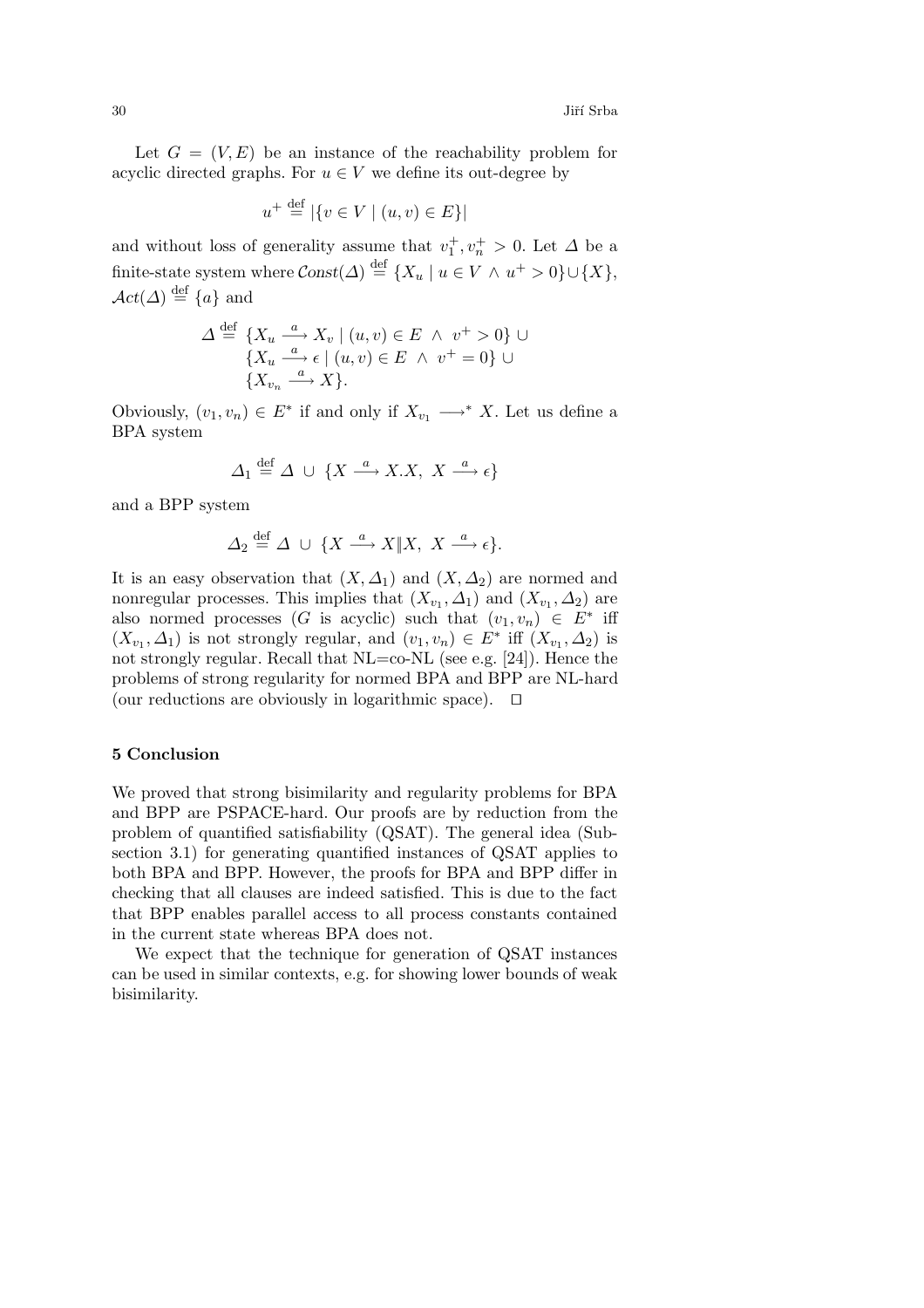Let $G = (V, E)$ be an instance of the reachability problem for acyclic directed graphs. For $u \in V$ we define its out-degree by

$$u^+ \stackrel{\text{def}}{=} |\{v \in V \mid (u, v) \in E\}|$$

and without loss of generality assume that $v_1^+, v_n^+ > 0$. Let $\Delta$ be a finite-state system where $\mathcal{C}onst(\Delta) \stackrel{\text{def}}{=} \{X_u \mid u \in V \wedge u^+ > 0\} \cup \{X\}$, $\mathcal{A}ct(\Delta) \stackrel{\text{def}}{=} \{a\}$ and

$$\begin{aligned}
\Delta \stackrel{\text{def}}{=} & \{X_u \stackrel{a}{\longrightarrow} X_v \mid (u, v) \in E \ \wedge \ v^+ > 0\} \cup \\
& \{X_u \stackrel{a}{\longrightarrow} \epsilon \mid (u, v) \in E \ \wedge \ v^+ = 0\} \cup \\
& \{X_{v_n} \stackrel{a}{\longrightarrow} X\}.
\end{aligned}$$

Obviously, $(v_1, v_n) \in E^*$ if and only if $X_{v_1} \longrightarrow^* X$. Let us define a BPA system

$$\Delta_1 \stackrel{\text{def}}{=} \Delta \ \cup \ \{X \stackrel{a}{\longrightarrow} X.X, \ X \stackrel{a}{\longrightarrow} \epsilon\}$$

and a BPP system

$$\Delta_2 \stackrel{\text{def}}{=} \Delta \ \cup \ \{X \stackrel{a}{\longrightarrow} X \| X, \ X \stackrel{a}{\longrightarrow} \epsilon\}.$$

It is an easy observation that $(X, \Delta_1)$ and $(X, \Delta_2)$ are normed and nonregular processes. This implies that $(X_{v_1}, \Delta_1)$ and $(X_{v_1}, \Delta_2)$ are also normed processes ($G$ is acyclic) such that $(v_1, v_n) \in E^*$ iff $(X_{v_1}, \Delta_1)$ is not strongly regular, and $(v_1, v_n) \in E^*$ iff $(X_{v_1}, \Delta_2)$ is not strongly regular. Recall that NL=co-NL (see e.g. [24]). Hence the problems of strong regularity for normed BPA and BPP are NL-hard (our reductions are obviously in logarithmic space). $\square$

## 5 Conclusion

We proved that strong bisimilarity and regularity problems for BPA and BPP are PSPACE-hard. Our proofs are by reduction from the problem of quantified satisfiability (QSAT). The general idea (Subsection 3.1) for generating quantified instances of QSAT applies to both BPA and BPP. However, the proofs for BPA and BPP differ in checking that all clauses are indeed satisfied. This is due to the fact that BPP enables parallel access to all process constants contained in the current state whereas BPA does not.

We expect that the technique for generation of QSAT instances can be used in similar contexts, e.g. for showing lower bounds of weak bisimilarity.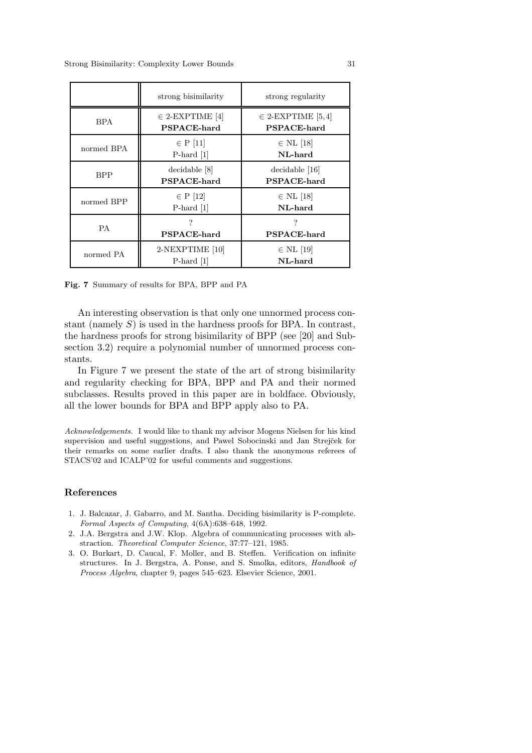| | strong bisimilarity | strong regularity |
|---|---|---|
| BPA | $\in$ 2-EXPTIME [4] **PSPACE-hard** | $\in$ 2-EXPTIME [5,4] **PSPACE-hard** |
| normed BPA | $\in$ P [11] P-hard [1] | $\in$ NL [18] **NL-hard** |
| BPP | decidable [8] **PSPACE-hard** | decidable [16] **PSPACE-hard** |
| normed BPP | $\in$ P [12] P-hard [1] | $\in$ NL [18] **NL-hard** |
| PA | ? **PSPACE-hard** | ? **PSPACE-hard** |
| normed PA | 2-NEXPTIME [10] P-hard [1] | $\in$ NL [19] **NL-hard** |

**Fig. 7** Summary of results for BPA, BPP and PA

An interesting observation is that only one unnormed process constant (namely $S$) is used in the hardness proofs for BPA. In contrast, the hardness proofs for strong bisimilarity of BPP (see [20] and Subsection 3.2) require a polynomial number of unnormed process constants.

In Figure 7 we present the state of the art of strong bisimilarity and regularity checking for BPA, BPP and PA and their normed subclasses. Results proved in this paper are in boldface. Obviously, all the lower bounds for BPA and BPP apply also to PA.

*Acknowledgements.* I would like to thank my advisor Mogens Nielsen for his kind supervision and useful suggestions, and Pawel Sobocinski and Jan Strejček for their remarks on some earlier drafts. I also thank the anonymous referees of STACS'02 and ICALP'02 for useful comments and suggestions.

## References

1. J. Balcazar, J. Gabarro, and M. Santha. Deciding bisimilarity is P-complete. *Formal Aspects of Computing*, 4(6A):638–648, 1992.
2. J.A. Bergstra and J.W. Klop. Algebra of communicating processes with abstraction. *Theoretical Computer Science*, 37:77–121, 1985.
3. O. Burkart, D. Caucal, F. Moller, and B. Steffen. Verification on infinite structures. In J. Bergstra, A. Ponse, and S. Smolka, editors, *Handbook of Process Algebra*, chapter 9, pages 545–623. Elsevier Science, 2001.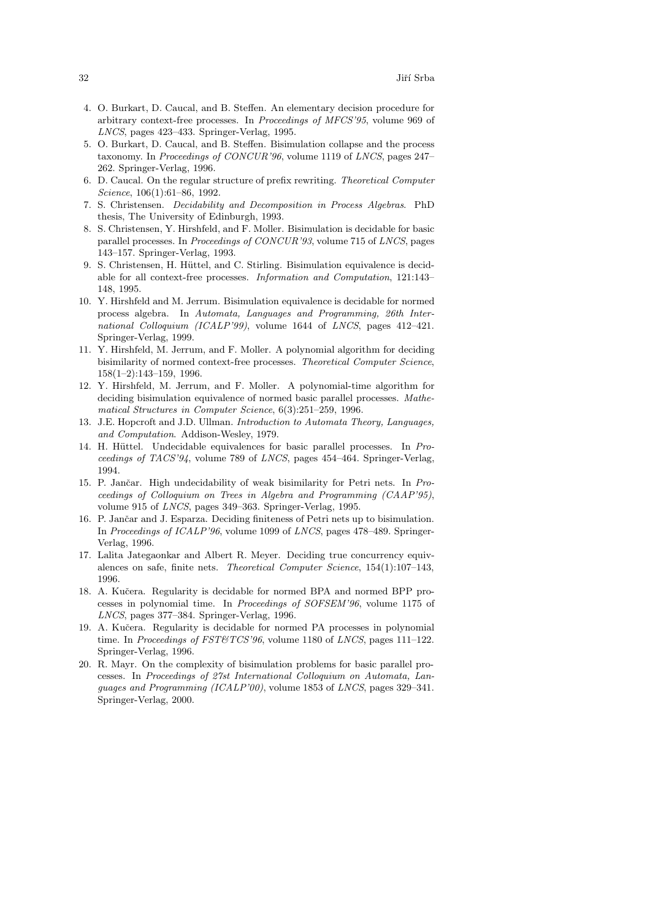4. O. Burkart, D. Caucal, and B. Steffen. An elementary decision procedure for arbitrary context-free processes. In *Proceedings of MFCS'95*, volume 969 of *LNCS*, pages 423–433. Springer-Verlag, 1995.
5. O. Burkart, D. Caucal, and B. Steffen. Bisimulation collapse and the process taxonomy. In *Proceedings of CONCUR'96*, volume 1119 of *LNCS*, pages 247–262. Springer-Verlag, 1996.
6. D. Caucal. On the regular structure of prefix rewriting. *Theoretical Computer Science*, 106(1):61–86, 1992.
7. S. Christensen. *Decidability and Decomposition in Process Algebras*. PhD thesis, The University of Edinburgh, 1993.
8. S. Christensen, Y. Hirshfeld, and F. Moller. Bisimulation is decidable for basic parallel processes. In *Proceedings of CONCUR'93*, volume 715 of *LNCS*, pages 143–157. Springer-Verlag, 1993.
9. S. Christensen, H. Hüttel, and C. Stirling. Bisimulation equivalence is decidable for all context-free processes. *Information and Computation*, 121:143–148, 1995.
10. Y. Hirshfeld and M. Jerrum. Bisimulation equivalence is decidable for normed process algebra. In *Automata, Languages and Programming, 26th International Colloquium (ICALP'99)*, volume 1644 of *LNCS*, pages 412–421. Springer-Verlag, 1999.
11. Y. Hirshfeld, M. Jerrum, and F. Moller. A polynomial algorithm for deciding bisimilarity of normed context-free processes. *Theoretical Computer Science*, 158(1–2):143–159, 1996.
12. Y. Hirshfeld, M. Jerrum, and F. Moller. A polynomial-time algorithm for deciding bisimulation equivalence of normed basic parallel processes. *Mathematical Structures in Computer Science*, 6(3):251–259, 1996.
13. J.E. Hopcroft and J.D. Ullman. *Introduction to Automata Theory, Languages, and Computation*. Addison-Wesley, 1979.
14. H. Hüttel. Undecidable equivalences for basic parallel processes. In *Proceedings of TACS'94*, volume 789 of *LNCS*, pages 454–464. Springer-Verlag, 1994.
15. P. Jančar. High undecidability of weak bisimilarity for Petri nets. In *Proceedings of Colloquium on Trees in Algebra and Programming (CAAP'95)*, volume 915 of *LNCS*, pages 349–363. Springer-Verlag, 1995.
16. P. Jančar and J. Esparza. Deciding finiteness of Petri nets up to bisimulation. In *Proceedings of ICALP'96*, volume 1099 of *LNCS*, pages 478–489. Springer-Verlag, 1996.
17. Lalita Jategaonkar and Albert R. Meyer. Deciding true concurrency equivalences on safe, finite nets. *Theoretical Computer Science*, 154(1):107–143, 1996.
18. A. Kučera. Regularity is decidable for normed BPA and normed BPP processes in polynomial time. In *Proceedings of SOFSEM'96*, volume 1175 of *LNCS*, pages 377–384. Springer-Verlag, 1996.
19. A. Kučera. Regularity is decidable for normed PA processes in polynomial time. In *Proceedings of FST&TCS'96*, volume 1180 of *LNCS*, pages 111–122. Springer-Verlag, 1996.
20. R. Mayr. On the complexity of bisimulation problems for basic parallel processes. In *Proceedings of 27st International Colloquium on Automata, Languages and Programming (ICALP'00)*, volume 1853 of *LNCS*, pages 329–341. Springer-Verlag, 2000.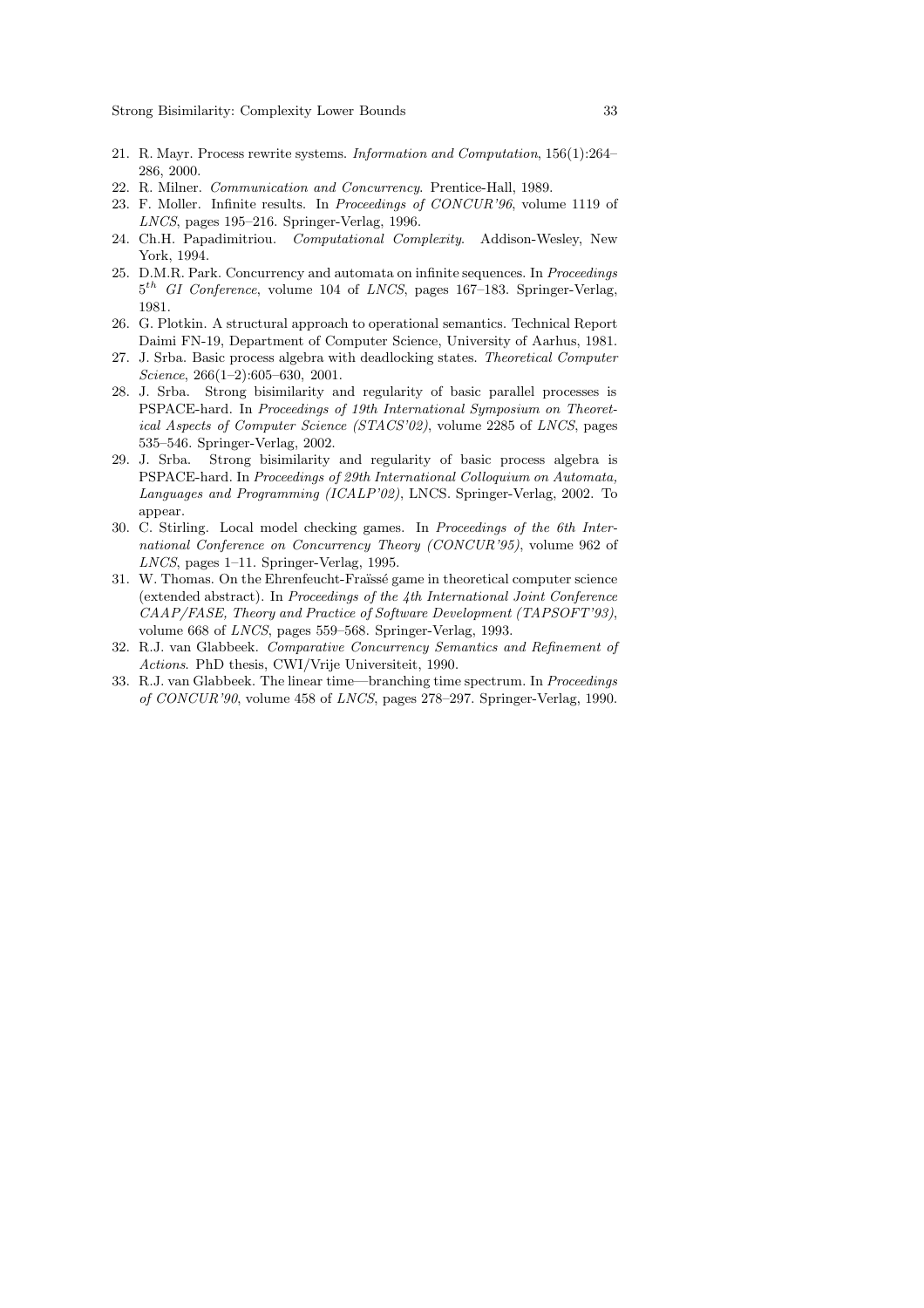21. R. Mayr. Process rewrite systems. *Information and Computation*, 156(1):264–286, 2000.
22. R. Milner. *Communication and Concurrency*. Prentice-Hall, 1989.
23. F. Moller. Infinite results. In *Proceedings of CONCUR'96*, volume 1119 of *LNCS*, pages 195–216. Springer-Verlag, 1996.
24. Ch.H. Papadimitriou. *Computational Complexity*. Addison-Wesley, New York, 1994.
25. D.M.R. Park. Concurrency and automata on infinite sequences. In *Proceedings* $5^{th}$ *GI Conference*, volume 104 of *LNCS*, pages 167–183. Springer-Verlag, 1981.
26. G. Plotkin. A structural approach to operational semantics. Technical Report Daimi FN-19, Department of Computer Science, University of Aarhus, 1981.
27. J. Srba. Basic process algebra with deadlocking states. *Theoretical Computer Science*, 266(1–2):605–630, 2001.
28. J. Srba. Strong bisimilarity and regularity of basic parallel processes is PSPACE-hard. In *Proceedings of 19th International Symposium on Theoretical Aspects of Computer Science (STACS'02)*, volume 2285 of *LNCS*, pages 535–546. Springer-Verlag, 2002.
29. J. Srba. Strong bisimilarity and regularity of basic process algebra is PSPACE-hard. In *Proceedings of 29th International Colloquium on Automata, Languages and Programming (ICALP'02)*, LNCS. Springer-Verlag, 2002. To appear.
30. C. Stirling. Local model checking games. In *Proceedings of the 6th International Conference on Concurrency Theory (CONCUR'95)*, volume 962 of *LNCS*, pages 1–11. Springer-Verlag, 1995.
31. W. Thomas. On the Ehrenfeucht-Fraïssé game in theoretical computer science (extended abstract). In *Proceedings of the 4th International Joint Conference CAAP/FASE, Theory and Practice of Software Development (TAPSOFT'93)*, volume 668 of *LNCS*, pages 559–568. Springer-Verlag, 1993.
32. R.J. van Glabbeek. *Comparative Concurrency Semantics and Refinement of Actions*. PhD thesis, CWI/Vrije Universiteit, 1990.
33. R.J. van Glabbeek. The linear time—branching time spectrum. In *Proceedings of CONCUR'90*, volume 458 of *LNCS*, pages 278–297. Springer-Verlag, 1990.